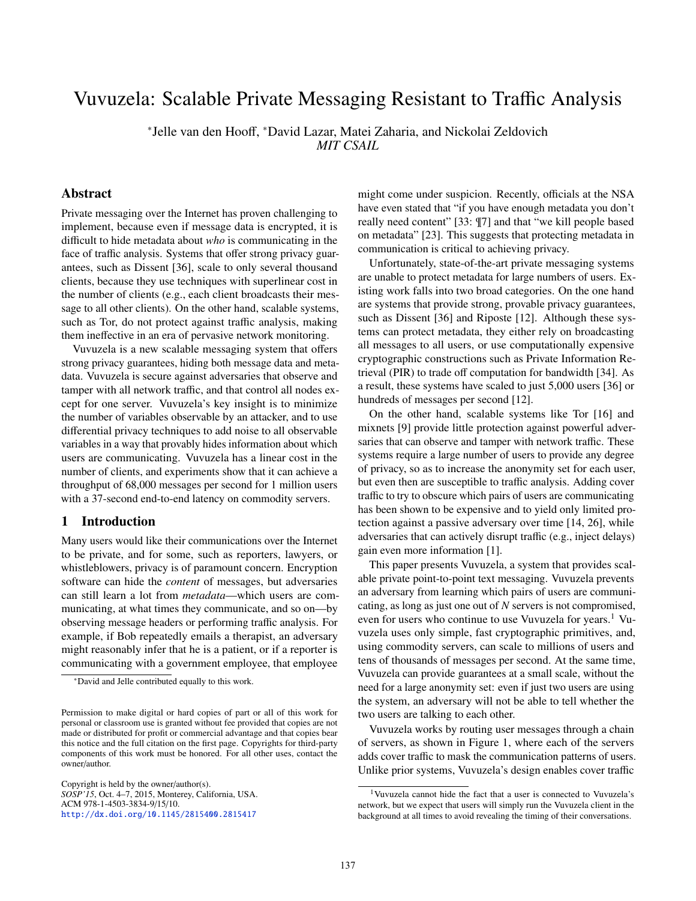# Vuvuzela: Scalable Private Messaging Resistant to Traffic Analysis

*Jelle van den Hooff, *David Lazar, Matei Zaharia, and Nickolai Zeldovich
*MIT CSAIL*

## Abstract

Private messaging over the Internet has proven challenging to implement, because even if message data is encrypted, it is difficult to hide metadata about *who* is communicating in the face of traffic analysis. Systems that offer strong privacy guarantees, such as Dissent [36], scale to only several thousand clients, because they use techniques with superlinear cost in the number of clients (e.g., each client broadcasts their message to all other clients). On the other hand, scalable systems, such as Tor, do not protect against traffic analysis, making them ineffective in an era of pervasive network monitoring.

Vuvuzela is a new scalable messaging system that offers strong privacy guarantees, hiding both message data and metadata. Vuvuzela is secure against adversaries that observe and tamper with all network traffic, and that control all nodes except for one server. Vuvuzela's key insight is to minimize the number of variables observable by an attacker, and to use differential privacy techniques to add noise to all observable variables in a way that provably hides information about which users are communicating. Vuvuzela has a linear cost in the number of clients, and experiments show that it can achieve a throughput of 68,000 messages per second for 1 million users with a 37-second end-to-end latency on commodity servers.

## 1 Introduction

Many users would like their communications over the Internet to be private, and for some, such as reporters, lawyers, or whistleblowers, privacy is of paramount concern. Encryption software can hide the *content* of messages, but adversaries can still learn a lot from *metadata*—which users are communicating, at what times they communicate, and so on—by observing message headers or performing traffic analysis. For example, if Bob repeatedly emails a therapist, an adversary might reasonably infer that he is a patient, or if a reporter is communicating with a government employee, that employee might come under suspicion. Recently, officials at the NSA have even stated that "if you have enough metadata you don't really need content" [33: ¶7] and that "we kill people based on metadata" [23]. This suggests that protecting metadata in communication is critical to achieving privacy.

Unfortunately, state-of-the-art private messaging systems are unable to protect metadata for large numbers of users. Existing work falls into two broad categories. On the one hand are systems that provide strong, provable privacy guarantees, such as Dissent [36] and Riposte [12]. Although these systems can protect metadata, they either rely on broadcasting all messages to all users, or use computationally expensive cryptographic constructions such as Private Information Retrieval (PIR) to trade off computation for bandwidth [34]. As a result, these systems have scaled to just 5,000 users [36] or hundreds of messages per second [12].

On the other hand, scalable systems like Tor [16] and mixnets [9] provide little protection against powerful adversaries that can observe and tamper with network traffic. These systems require a large number of users to provide any degree of privacy, so as to increase the anonymity set for each user, but even then are susceptible to traffic analysis. Adding cover traffic to try to obscure which pairs of users are communicating has been shown to be expensive and to yield only limited protection against a passive adversary over time [14, 26], while adversaries that can actively disrupt traffic (e.g., inject delays) gain even more information [1].

This paper presents Vuvuzela, a system that provides scalable private point-to-point text messaging. Vuvuzela prevents an adversary from learning which pairs of users are communicating, as long as just one out of *N* servers is not compromised, even for users who continue to use Vuvuzela for years.[1] Vuvuzela uses only simple, fast cryptographic primitives, and, using commodity servers, can scale to millions of users and tens of thousands of messages per second. At the same time, Vuvuzela can provide guarantees at a small scale, without the need for a large anonymity set: even if just two users are using the system, an adversary will not be able to tell whether the two users are talking to each other.

Vuvuzela works by routing user messages through a chain of servers, as shown in Figure 1, where each of the servers adds cover traffic to mask the communication patterns of users. Unlike prior systems, Vuvuzela's design enables cover traffic

*David and Jelle contributed equally to this work.

[1] Vuvuzela cannot hide the fact that a user is connected to Vuvuzela's network, but we expect that users will simply run the Vuvuzela client in the background at all times to avoid revealing the timing of their conversations.

Permission to make digital or hard copies of part or all of this work for personal or classroom use is granted without fee provided that copies are not made or distributed for profit or commercial advantage and that copies bear this notice and the full citation on the first page. Copyrights for third-party components of this work must be honored. For all other uses, contact the owner/author.

Copyright is held by the owner/author(s).
*SOSP'15*, Oct. 4–7, 2015, Monterey, California, USA.
ACM 978-1-4503-3834-9/15/10.
http://dx.doi.org/10.1145/2815400.2815417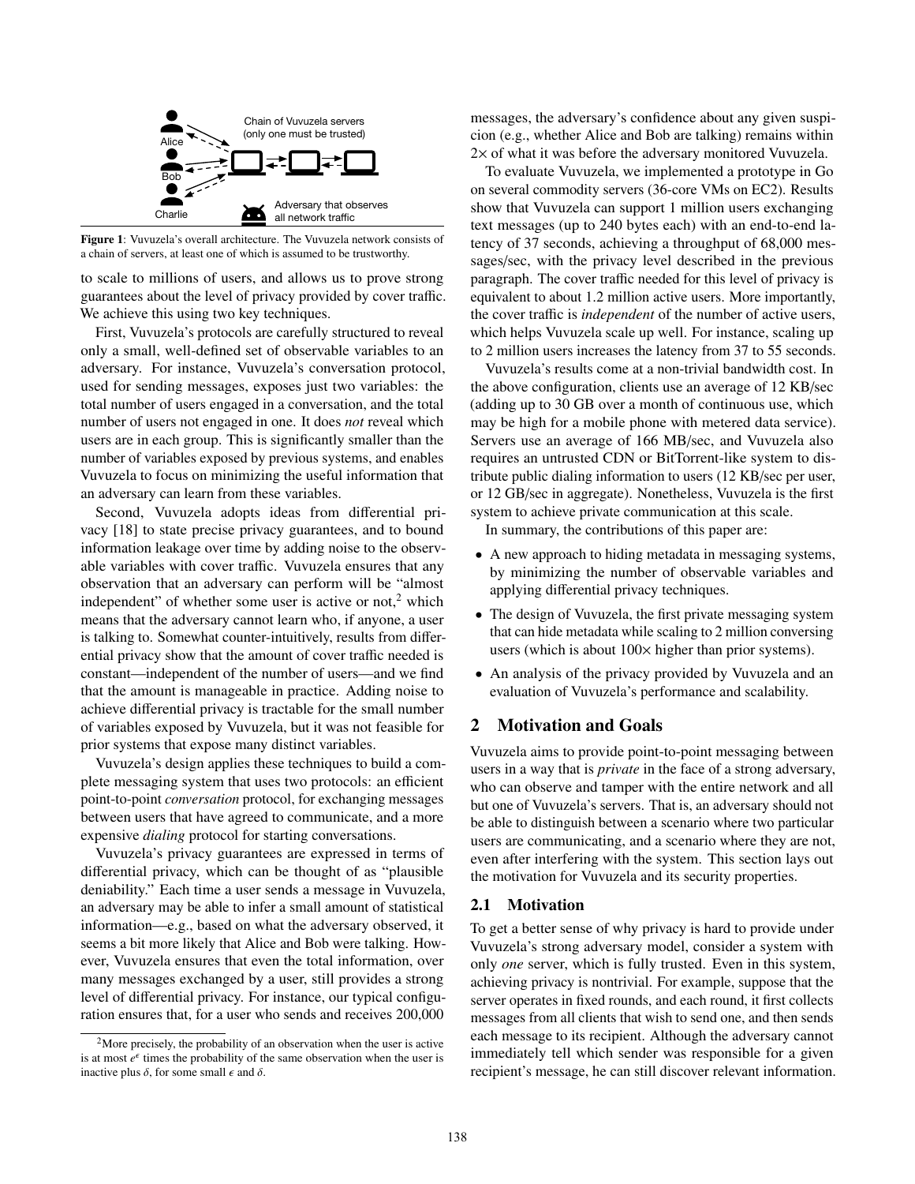**Figure 1**: Vuvuzela's overall architecture. The Vuvuzela network consists of a chain of servers, at least one of which is assumed to be trustworthy.

to scale to millions of users, and allows us to prove strong guarantees about the level of privacy provided by cover traffic. We achieve this using two key techniques.

First, Vuvuzela's protocols are carefully structured to reveal only a small, well-defined set of observable variables to an adversary. For instance, Vuvuzela's conversation protocol, used for sending messages, exposes just two variables: the total number of users engaged in a conversation, and the total number of users not engaged in one. It does *not* reveal which users are in each group. This is significantly smaller than the number of variables exposed by previous systems, and enables Vuvuzela to focus on minimizing the useful information that an adversary can learn from these variables.

Second, Vuvuzela adopts ideas from differential privacy [18] to state precise privacy guarantees, and to bound information leakage over time by adding noise to the observable variables with cover traffic. Vuvuzela ensures that any observation that an adversary can perform will be "almost independent" of whether some user is active or not,[2] which means that the adversary cannot learn who, if anyone, a user is talking to. Somewhat counter-intuitively, results from differential privacy show that the amount of cover traffic needed is constant—independent of the number of users—and we find that the amount is manageable in practice. Adding noise to achieve differential privacy is tractable for the small number of variables exposed by Vuvuzela, but it was not feasible for prior systems that expose many distinct variables.

Vuvuzela's design applies these techniques to build a complete messaging system that uses two protocols: an efficient point-to-point *conversation* protocol, for exchanging messages between users that have agreed to communicate, and a more expensive *dialing* protocol for starting conversations.

Vuvuzela's privacy guarantees are expressed in terms of differential privacy, which can be thought of as "plausible deniability." Each time a user sends a message in Vuvuzela, an adversary may be able to infer a small amount of statistical information—e.g., based on what the adversary observed, it seems a bit more likely that Alice and Bob were talking. However, Vuvuzela ensures that even the total information, over many messages exchanged by a user, still provides a strong level of differential privacy. For instance, our typical configuration ensures that, for a user who sends and receives 200,000 messages, the adversary's confidence about any given suspicion (e.g., whether Alice and Bob are talking) remains within $2\times$ of what it was before the adversary monitored Vuvuzela.

[2] More precisely, the probability of an observation when the user is active is at most $e^{\epsilon}$ times the probability of the same observation when the user is inactive plus $\delta$, for some small $\epsilon$ and $\delta$.

To evaluate Vuvuzela, we implemented a prototype in Go on several commodity servers (36-core VMs on EC2). Results show that Vuvuzela can support 1 million users exchanging text messages (up to 240 bytes each) with an end-to-end latency of 37 seconds, achieving a throughput of 68,000 messages/sec, with the privacy level described in the previous paragraph. The cover traffic needed for this level of privacy is equivalent to about 1.2 million active users. More importantly, the cover traffic is *independent* of the number of active users, which helps Vuvuzela scale up well. For instance, scaling up to 2 million users increases the latency from 37 to 55 seconds.

Vuvuzela's results come at a non-trivial bandwidth cost. In the above configuration, clients use an average of 12 KB/sec (adding up to 30 GB over a month of continuous use, which may be high for a mobile phone with metered data service). Servers use an average of 166 MB/sec, and Vuvuzela also requires an untrusted CDN or BitTorrent-like system to distribute public dialing information to users (12 KB/sec per user, or 12 GB/sec in aggregate). Nonetheless, Vuvuzela is the first system to achieve private communication at this scale.

In summary, the contributions of this paper are:

- A new approach to hiding metadata in messaging systems, by minimizing the number of observable variables and applying differential privacy techniques.
- The design of Vuvuzela, the first private messaging system that can hide metadata while scaling to 2 million conversing users (which is about $100\times$ higher than prior systems).
- An analysis of the privacy provided by Vuvuzela and an evaluation of Vuvuzela's performance and scalability.

## 2 Motivation and Goals

Vuvuzela aims to provide point-to-point messaging between users in a way that is *private* in the face of a strong adversary, who can observe and tamper with the entire network and all but one of Vuvuzela's servers. That is, an adversary should not be able to distinguish between a scenario where two particular users are communicating, and a scenario where they are not, even after interfering with the system. This section lays out the motivation for Vuvuzela and its security properties.

### 2.1 Motivation

To get a better sense of why privacy is hard to provide under Vuvuzela's strong adversary model, consider a system with only *one* server, which is fully trusted. Even in this system, achieving privacy is nontrivial. For example, suppose that the server operates in fixed rounds, and each round, it first collects messages from all clients that wish to send one, and then sends each message to its recipient. Although the adversary cannot immediately tell which sender was responsible for a given recipient's message, he can still discover relevant information.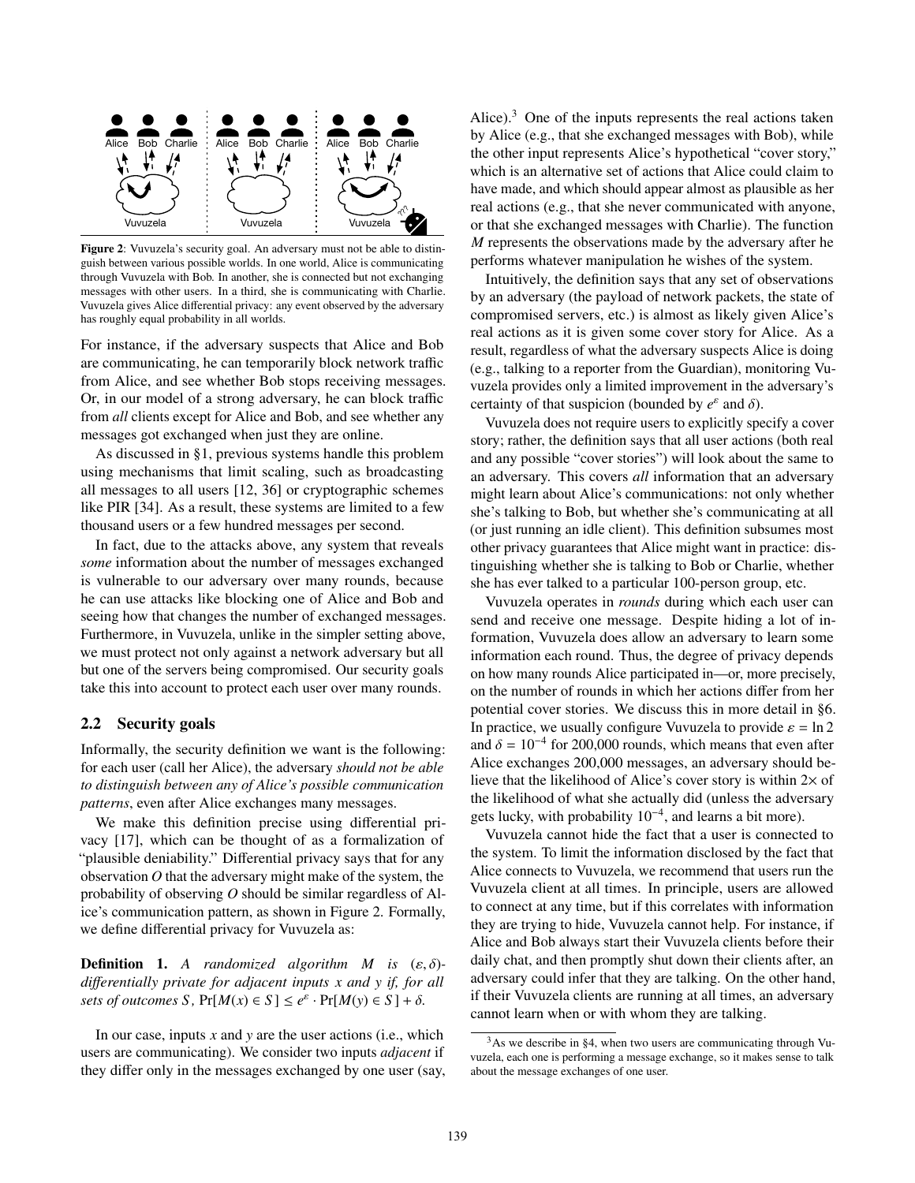**Figure 2**: Vuvuzela's security goal. An adversary must not be able to distinguish between various possible worlds. In one world, Alice is communicating through Vuvuzela with Bob. In another, she is connected but not exchanging messages with other users. In a third, she is communicating with Charlie. Vuvuzela gives Alice differential privacy: any event observed by the adversary has roughly equal probability in all worlds.

For instance, if the adversary suspects that Alice and Bob are communicating, he can temporarily block network traffic from Alice, and see whether Bob stops receiving messages. Or, in our model of a strong adversary, he can block traffic from *all* clients except for Alice and Bob, and see whether any messages got exchanged when just they are online.

As discussed in §1, previous systems handle this problem using mechanisms that limit scaling, such as broadcasting all messages to all users [12, 36] or cryptographic schemes like PIR [34]. As a result, these systems are limited to a few thousand users or a few hundred messages per second.

In fact, due to the attacks above, any system that reveals *some* information about the number of messages exchanged is vulnerable to our adversary over many rounds, because he can use attacks like blocking one of Alice and Bob and seeing how that changes the number of exchanged messages. Furthermore, in Vuvuzela, unlike in the simpler setting above, we must protect not only against a network adversary but all but one of the servers being compromised. Our security goals take this into account to protect each user over many rounds.

## 2.2 Security goals

Informally, the security definition we want is the following: for each user (call her Alice), the adversary *should not be able to distinguish between any of Alice's possible communication patterns*, even after Alice exchanges many messages.

We make this definition precise using differential privacy [17], which can be thought of as a formalization of "plausible deniability." Differential privacy says that for any observation $O$ that the adversary might make of the system, the probability of observing $O$ should be similar regardless of Alice's communication pattern, as shown in Figure 2. Formally, we define differential privacy for Vuvuzela as:

**Definition 1.** *A randomized algorithm $M$ is $(\varepsilon, \delta)$-differentially private for adjacent inputs $x$ and $y$ if, for all sets of outcomes $S$, $\Pr[M(x) \in S] \leq e^{\varepsilon} \cdot \Pr[M(y) \in S] + \delta$.*

In our case, inputs $x$ and $y$ are the user actions (i.e., which users are communicating). We consider two inputs *adjacent* if they differ only in the messages exchanged by one user (say, Alice).[3] One of the inputs represents the real actions taken by Alice (e.g., that she exchanged messages with Bob), while the other input represents Alice's hypothetical "cover story," which is an alternative set of actions that Alice could claim to have made, and which should appear almost as plausible as her real actions (e.g., that she never communicated with anyone, or that she exchanged messages with Charlie). The function $M$ represents the observations made by the adversary after he performs whatever manipulation he wishes of the system.

Intuitively, the definition says that any set of observations by an adversary (the payload of network packets, the state of compromised servers, etc.) is almost as likely given Alice's real actions as it is given some cover story for Alice. As a result, regardless of what the adversary suspects Alice is doing (e.g., talking to a reporter from the Guardian), monitoring Vuvuzela provides only a limited improvement in the adversary's certainty of that suspicion (bounded by $e^{\varepsilon}$ and $\delta$).

Vuvuzela does not require users to explicitly specify a cover story; rather, the definition says that all user actions (both real and any possible "cover stories") will look about the same to an adversary. This covers *all* information that an adversary might learn about Alice's communications: not only whether she's talking to Bob, but whether she's communicating at all (or just running an idle client). This definition subsumes most other privacy guarantees that Alice might want in practice: distinguishing whether she is talking to Bob or Charlie, whether she has ever talked to a particular 100-person group, etc.

Vuvuzela operates in *rounds* during which each user can send and receive one message. Despite hiding a lot of information, Vuvuzela does allow an adversary to learn some information each round. Thus, the degree of privacy depends on how many rounds Alice participated in—or, more precisely, on the number of rounds in which her actions differ from her potential cover stories. We discuss this in more detail in §6. In practice, we usually configure Vuvuzela to provide $\varepsilon = \ln 2$ and $\delta = 10^{-4}$ for 200,000 rounds, which means that even after Alice exchanges 200,000 messages, an adversary should believe that the likelihood of Alice's cover story is within 2× of the likelihood of what she actually did (unless the adversary gets lucky, with probability $10^{-4}$, and learns a bit more).

Vuvuzela cannot hide the fact that a user is connected to the system. To limit the information disclosed by the fact that Alice connects to Vuvuzela, we recommend that users run the Vuvuzela client at all times. In principle, users are allowed to connect at any time, but if this correlates with information they are trying to hide, Vuvuzela cannot help. For instance, if Alice and Bob always start their Vuvuzela clients before their daily chat, and then promptly shut down their clients after, an adversary could infer that they are talking. On the other hand, if their Vuvuzela clients are running at all times, an adversary cannot learn when or with whom they are talking.

[3] As we describe in §4, when two users are communicating through Vuvuzela, each one is performing a message exchange, so it makes sense to talk about the message exchanges of one user.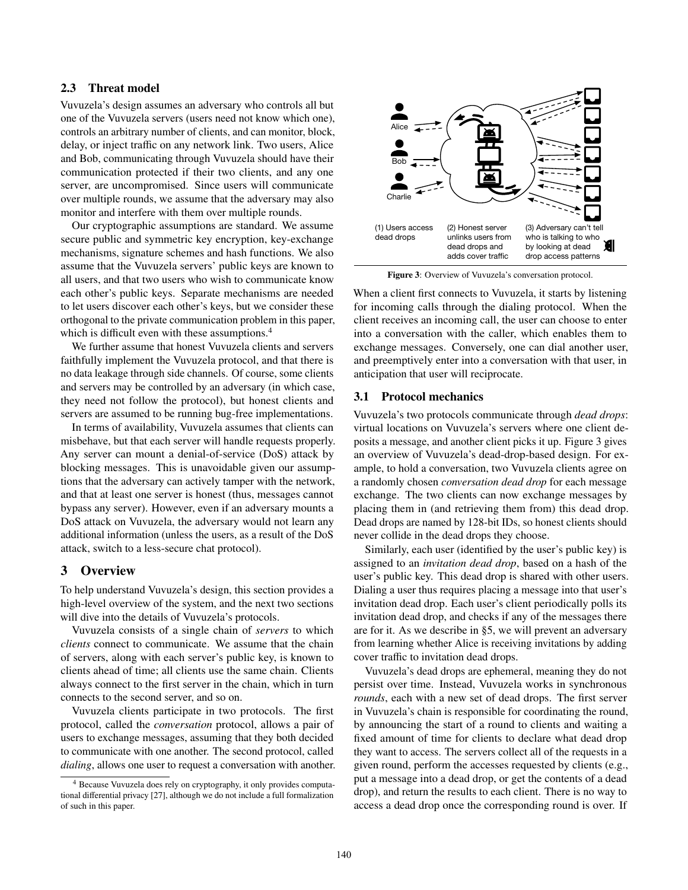### 2.3 Threat model

Vuvuzela's design assumes an adversary who controls all but one of the Vuvuzela servers (users need not know which one), controls an arbitrary number of clients, and can monitor, block, delay, or inject traffic on any network link. Two users, Alice and Bob, communicating through Vuvuzela should have their communication protected if their two clients, and any one server, are uncompromised. Since users will communicate over multiple rounds, we assume that the adversary may also monitor and interfere with them over multiple rounds.

Our cryptographic assumptions are standard. We assume secure public and symmetric key encryption, key-exchange mechanisms, signature schemes and hash functions. We also assume that the Vuvuzela servers' public keys are known to all users, and that two users who wish to communicate know each other's public keys. Separate mechanisms are needed to let users discover each other's keys, but we consider these orthogonal to the private communication problem in this paper, which is difficult even with these assumptions.[4]

We further assume that honest Vuvuzela clients and servers faithfully implement the Vuvuzela protocol, and that there is no data leakage through side channels. Of course, some clients and servers may be controlled by an adversary (in which case, they need not follow the protocol), but honest clients and servers are assumed to be running bug-free implementations.

In terms of availability, Vuvuzela assumes that clients can misbehave, but that each server will handle requests properly. Any server can mount a denial-of-service (DoS) attack by blocking messages. This is unavoidable given our assumptions that the adversary can actively tamper with the network, and that at least one server is honest (thus, messages cannot bypass any server). However, even if an adversary mounts a DoS attack on Vuvuzela, the adversary would not learn any additional information (unless the users, as a result of the DoS attack, switch to a less-secure chat protocol).

## 3 Overview

To help understand Vuvuzela's design, this section provides a high-level overview of the system, and the next two sections will dive into the details of Vuvuzela's protocols.

Vuvuzela consists of a single chain of *servers* to which *clients* connect to communicate. We assume that the chain of servers, along with each server's public key, is known to clients ahead of time; all clients use the same chain. Clients always connect to the first server in the chain, which in turn connects to the second server, and so on.

Vuvuzela clients participate in two protocols. The first protocol, called the *conversation* protocol, allows a pair of users to exchange messages, assuming that they both decided to communicate with one another. The second protocol, called *dialing*, allows one user to request a conversation with another.

[4] Because Vuvuzela does rely on cryptography, it only provides computational differential privacy [27], although we do not include a full formalization of such in this paper.

Alice

Bob

Charlie

(1) Users access dead drops

(2) Honest server unlinks users from dead drops and adds cover traffic

(3) Adversary can't tell who is talking to who by looking at dead drop access patterns

**Figure 3**: Overview of Vuvuzela's conversation protocol.

When a client first connects to Vuvuzela, it starts by listening for incoming calls through the dialing protocol. When the client receives an incoming call, the user can choose to enter into a conversation with the caller, which enables them to exchange messages. Conversely, one can dial another user, and preemptively enter into a conversation with that user, in anticipation that user will reciprocate.

### 3.1 Protocol mechanics

Vuvuzela's two protocols communicate through *dead drops*: virtual locations on Vuvuzela's servers where one client deposits a message, and another client picks it up. Figure 3 gives an overview of Vuvuzela's dead-drop-based design. For example, to hold a conversation, two Vuvuzela clients agree on a randomly chosen *conversation dead drop* for each message exchange. The two clients can now exchange messages by placing them in (and retrieving them from) this dead drop. Dead drops are named by 128-bit IDs, so honest clients should never collide in the dead drops they choose.

Similarly, each user (identified by the user's public key) is assigned to an *invitation dead drop*, based on a hash of the user's public key. This dead drop is shared with other users. Dialing a user thus requires placing a message into that user's invitation dead drop. Each user's client periodically polls its invitation dead drop, and checks if any of the messages there are for it. As we describe in §5, we will prevent an adversary from learning whether Alice is receiving invitations by adding cover traffic to invitation dead drops.

Vuvuzela's dead drops are ephemeral, meaning they do not persist over time. Instead, Vuvuzela works in synchronous *rounds*, each with a new set of dead drops. The first server in Vuvuzela's chain is responsible for coordinating the round, by announcing the start of a round to clients and waiting a fixed amount of time for clients to declare what dead drop they want to access. The servers collect all of the requests in a given round, perform the accesses requested by clients (e.g., put a message into a dead drop, or get the contents of a dead drop), and return the results to each client. There is no way to access a dead drop once the corresponding round is over. If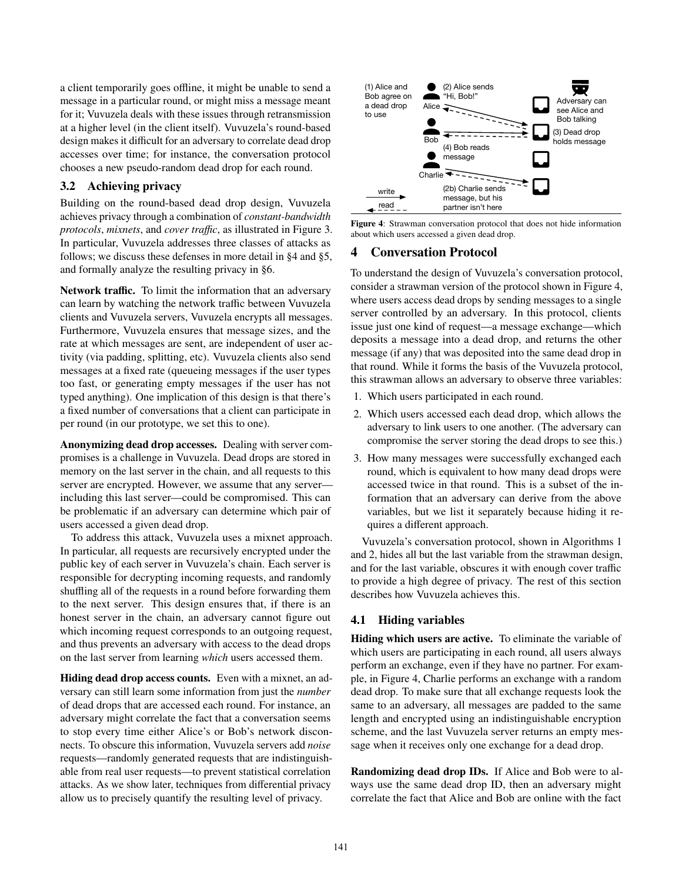a client temporarily goes offline, it might be unable to send a message in a particular round, or might miss a message meant for it; Vuvuzela deals with these issues through retransmission at a higher level (in the client itself). Vuvuzela's round-based design makes it difficult for an adversary to correlate dead drop accesses over time; for instance, the conversation protocol chooses a new pseudo-random dead drop for each round.

### 3.2 Achieving privacy

Building on the round-based dead drop design, Vuvuzela achieves privacy through a combination of *constant-bandwidth protocols*, *mixnets*, and *cover traffic*, as illustrated in Figure 3. In particular, Vuvuzela addresses three classes of attacks as follows; we discuss these defenses in more detail in §4 and §5, and formally analyze the resulting privacy in §6.

**Network traffic.** To limit the information that an adversary can learn by watching the network traffic between Vuvuzela clients and Vuvuzela servers, Vuvuzela encrypts all messages. Furthermore, Vuvuzela ensures that message sizes, and the rate at which messages are sent, are independent of user activity (via padding, splitting, etc). Vuvuzela clients also send messages at a fixed rate (queueing messages if the user types too fast, or generating empty messages if the user has not typed anything). One implication of this design is that there's a fixed number of conversations that a client can participate in per round (in our prototype, we set this to one).

**Anonymizing dead drop accesses.** Dealing with server compromises is a challenge in Vuvuzela. Dead drops are stored in memory on the last server in the chain, and all requests to this server are encrypted. However, we assume that any server—including this last server—could be compromised. This can be problematic if an adversary can determine which pair of users accessed a given dead drop.

To address this attack, Vuvuzela uses a mixnet approach. In particular, all requests are recursively encrypted under the public key of each server in Vuvuzela's chain. Each server is responsible for decrypting incoming requests, and randomly shuffling all of the requests in a round before forwarding them to the next server. This design ensures that, if there is an honest server in the chain, an adversary cannot figure out which incoming request corresponds to an outgoing request, and thus prevents an adversary with access to the dead drops on the last server from learning *which* users accessed them.

**Hiding dead drop access counts.** Even with a mixnet, an adversary can still learn some information from just the *number* of dead drops that are accessed each round. For instance, an adversary might correlate the fact that a conversation seems to stop every time either Alice's or Bob's network disconnects. To obscure this information, Vuvuzela servers add *noise* requests—randomly generated requests that are indistinguishable from real user requests—to prevent statistical correlation attacks. As we show later, techniques from differential privacy allow us to precisely quantify the resulting level of privacy.

(1) Alice and Bob agree on a dead drop to use
(2) Alice sends "Hi, Bob!"
Alice
Bob
Charlie
Adversary can see Alice and Bob talking
(3) Dead drop holds message
(4) Bob reads message
(2b) Charlie sends message, but his partner isn't here
write
read

Figure 4: Strawman conversation protocol that does not hide information about which users accessed a given dead drop.

## 4 Conversation Protocol

To understand the design of Vuvuzela's conversation protocol, consider a strawman version of the protocol shown in Figure 4, where users access dead drops by sending messages to a single server controlled by an adversary. In this protocol, clients issue just one kind of request—a message exchange—which deposits a message into a dead drop, and returns the other message (if any) that was deposited into the same dead drop in that round. While it forms the basis of the Vuvuzela protocol, this strawman allows an adversary to observe three variables:

1. Which users participated in each round.
2. Which users accessed each dead drop, which allows the adversary to link users to one another. (The adversary can compromise the server storing the dead drops to see this.)
3. How many messages were successfully exchanged each round, which is equivalent to how many dead drops were accessed twice in that round. This is a subset of the information that an adversary can derive from the above variables, but we list it separately because hiding it requires a different approach.

Vuvuzela's conversation protocol, shown in Algorithms 1 and 2, hides all but the last variable from the strawman design, and for the last variable, obscures it with enough cover traffic to provide a high degree of privacy. The rest of this section describes how Vuvuzela achieves this.

### 4.1 Hiding variables

**Hiding which users are active.** To eliminate the variable of which users are participating in each round, all users always perform an exchange, even if they have no partner. For example, in Figure 4, Charlie performs an exchange with a random dead drop. To make sure that all exchange requests look the same to an adversary, all messages are padded to the same length and encrypted using an indistinguishable encryption scheme, and the last Vuvuzela server returns an empty message when it receives only one exchange for a dead drop.

**Randomizing dead drop IDs.** If Alice and Bob were to always use the same dead drop ID, then an adversary might correlate the fact that Alice and Bob are online with the fact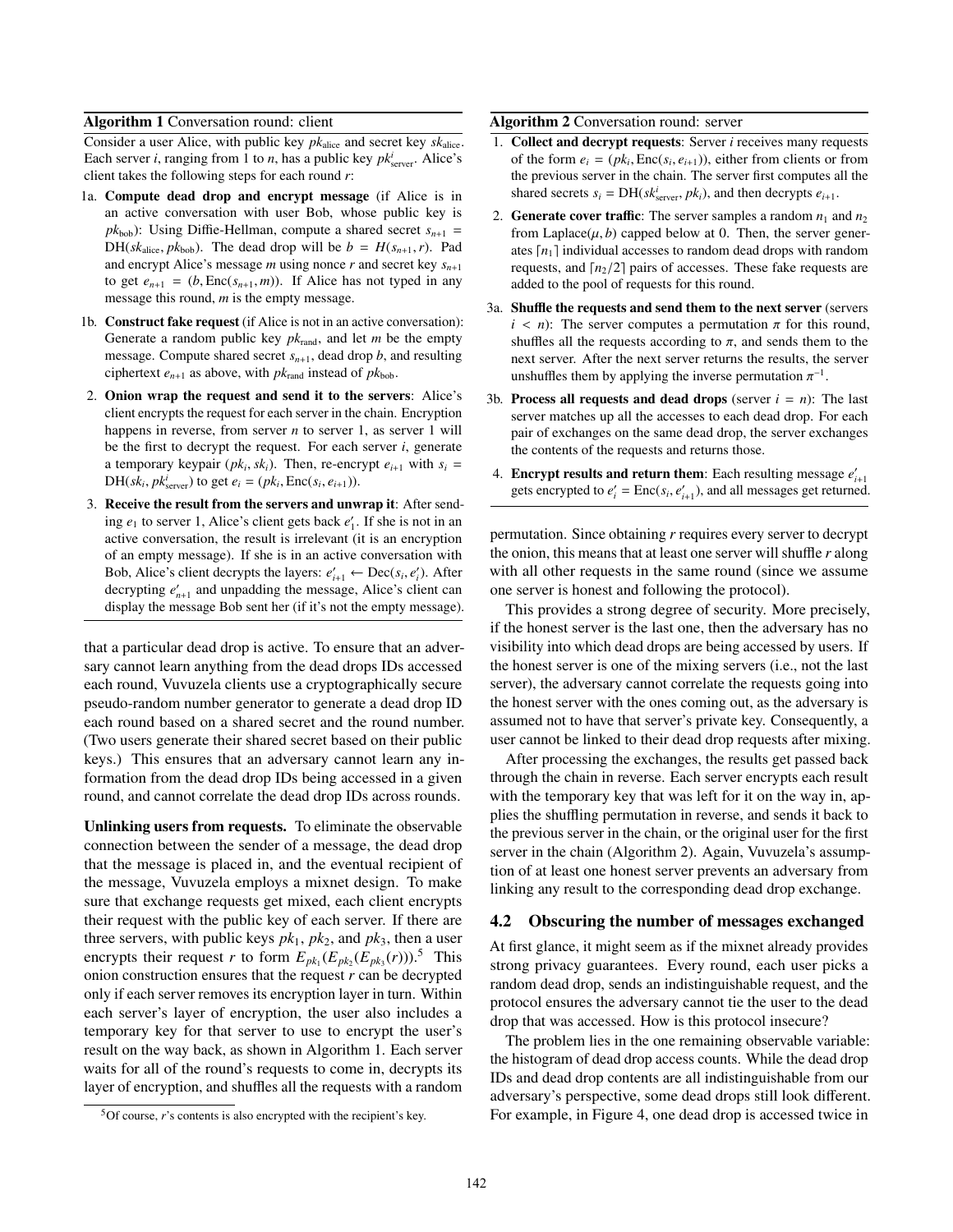**Algorithm 1** Conversation round: client

Consider a user Alice, with public key $pk_{\text{alice}}$ and secret key $sk_{\text{alice}}$. Each server $i$, ranging from 1 to $n$, has a public key $pk^i_{\text{server}}$. Alice's client takes the following steps for each round $r$:

1a. **Compute dead drop and encrypt message** (if Alice is in an active conversation with user Bob, whose public key is $pk_{\text{bob}}$): Using Diffie-Hellman, compute a shared secret $s_{n+1} = \text{DH}(sk_{\text{alice}}, pk_{\text{bob}})$. The dead drop will be $b = H(s_{n+1}, r)$. Pad and encrypt Alice's message $m$ using nonce $r$ and secret key $s_{n+1}$ to get $e_{n+1} = (b, \text{Enc}(s_{n+1}, m))$. If Alice has not typed in any message this round, $m$ is the empty message.

1b. **Construct fake request** (if Alice is not in an active conversation): Generate a random public key $pk_{\text{rand}}$, and let $m$ be the empty message. Compute shared secret $s_{n+1}$, dead drop $b$, and resulting ciphertext $e_{n+1}$ as above, with $pk_{\text{rand}}$ instead of $pk_{\text{bob}}$.

2. **Onion wrap the request and send it to the servers**: Alice's client encrypts the request for each server in the chain. Encryption happens in reverse, from server $n$ to server 1, as server 1 will be the first to decrypt the request. For each server $i$, generate a temporary keypair $(pk_i, sk_i)$. Then, re-encrypt $e_{i+1}$ with $s_i = \text{DH}(sk_i, pk^i_{\text{server}})$ to get $e_i = (pk_i, \text{Enc}(s_i, e_{i+1}))$.

3. **Receive the result from the servers and unwrap it**: After sending $e_1$ to server 1, Alice's client gets back $e'_1$. If she is not in an active conversation, the result is irrelevant (it is an encryption of an empty message). If she is in an active conversation with Bob, Alice's client decrypts the layers: $e'_{i+1} \leftarrow \text{Dec}(s_i, e'_i)$. After decrypting $e'_{n+1}$ and unpadding the message, Alice's client can display the message Bob sent her (if it's not the empty message).

**Algorithm 2** Conversation round: server

1. **Collect and decrypt requests**: Server $i$ receives many requests of the form $e_i = (pk_i, \text{Enc}(s_i, e_{i+1}))$, either from clients or from the previous server in the chain. The server first computes all the shared secrets $s_i = \text{DH}(sk^i_{\text{server}}, pk_i)$, and then decrypts $e_{i+1}$.

2. **Generate cover traffic**: The server samples a random $n_1$ and $n_2$ from Laplace$(\mu, b)$ capped below at 0. Then, the server generates $\lceil n_1 \rceil$ individual accesses to random dead drops with random requests, and $\lceil n_2/2 \rceil$ pairs of accesses. These fake requests are added to the pool of requests for this round.

3a. **Shuffle the requests and send them to the next server** (servers $i < n$): The server computes a permutation $\pi$ for this round, shuffles all the requests according to $\pi$, and sends them to the next server. After the next server returns the results, the server unshuffles them by applying the inverse permutation $\pi^{-1}$.

3b. **Process all requests and dead drops** (server $i = n$): The last server matches up all the accesses to each dead drop. For each pair of exchanges on the same dead drop, the server exchanges the contents of the requests and returns those.

4. **Encrypt results and return them**: Each resulting message $e'_{i+1}$ gets encrypted to $e'_i = \text{Enc}(s_i, e'_{i+1})$, and all messages get returned.

that a particular dead drop is active. To ensure that an adversary cannot learn anything from the dead drops IDs accessed each round, Vuvuzela clients use a cryptographically secure pseudo-random number generator to generate a dead drop ID each round based on a shared secret and the round number. (Two users generate their shared secret based on their public keys.) This ensures that an adversary cannot learn any information from the dead drop IDs being accessed in a given round, and cannot correlate the dead drop IDs across rounds.

**Unlinking users from requests.** To eliminate the observable connection between the sender of a message, the dead drop that the message is placed in, and the eventual recipient of the message, Vuvuzela employs a mixnet design. To make sure that exchange requests get mixed, each client encrypts their request with the public key of each server. If there are three servers, with public keys $pk_1$, $pk_2$, and $pk_3$, then a user encrypts their request $r$ to form $E_{pk_1}(E_{pk_2}(E_{pk_3}(r)))$.[5] This onion construction ensures that the request $r$ can be decrypted only if each server removes its encryption layer in turn. Within each server's layer of encryption, the user also includes a temporary key for that server to use to encrypt the user's result on the way back, as shown in Algorithm 1. Each server waits for all of the round's requests to come in, decrypts its layer of encryption, and shuffles all the requests with a random permutation. Since obtaining $r$ requires every server to decrypt the onion, this means that at least one server will shuffle $r$ along with all other requests in the same round (since we assume one server is honest and following the protocol).

[5] Of course, $r$'s contents is also encrypted with the recipient's key.

This provides a strong degree of security. More precisely, if the honest server is the last one, then the adversary has no visibility into which dead drops are being accessed by users. If the honest server is one of the mixing servers (i.e., not the last server), the adversary cannot correlate the requests going into the honest server with the ones coming out, as the adversary is assumed not to have that server's private key. Consequently, a user cannot be linked to their dead drop requests after mixing.

After processing the exchanges, the results get passed back through the chain in reverse. Each server encrypts each result with the temporary key that was left for it on the way in, applies the shuffling permutation in reverse, and sends it back to the previous server in the chain, or the original user for the first server in the chain (Algorithm 2). Again, Vuvuzela's assumption of at least one honest server prevents an adversary from linking any result to the corresponding dead drop exchange.

## 4.2 Obscuring the number of messages exchanged

At first glance, it might seem as if the mixnet already provides strong privacy guarantees. Every round, each user picks a random dead drop, sends an indistinguishable request, and the protocol ensures the adversary cannot tie the user to the dead drop that was accessed. How is this protocol insecure?

The problem lies in the one remaining observable variable: the histogram of dead drop access counts. While the dead drop IDs and dead drop contents are all indistinguishable from our adversary's perspective, some dead drops still look different. For example, in Figure 4, one dead drop is accessed twice in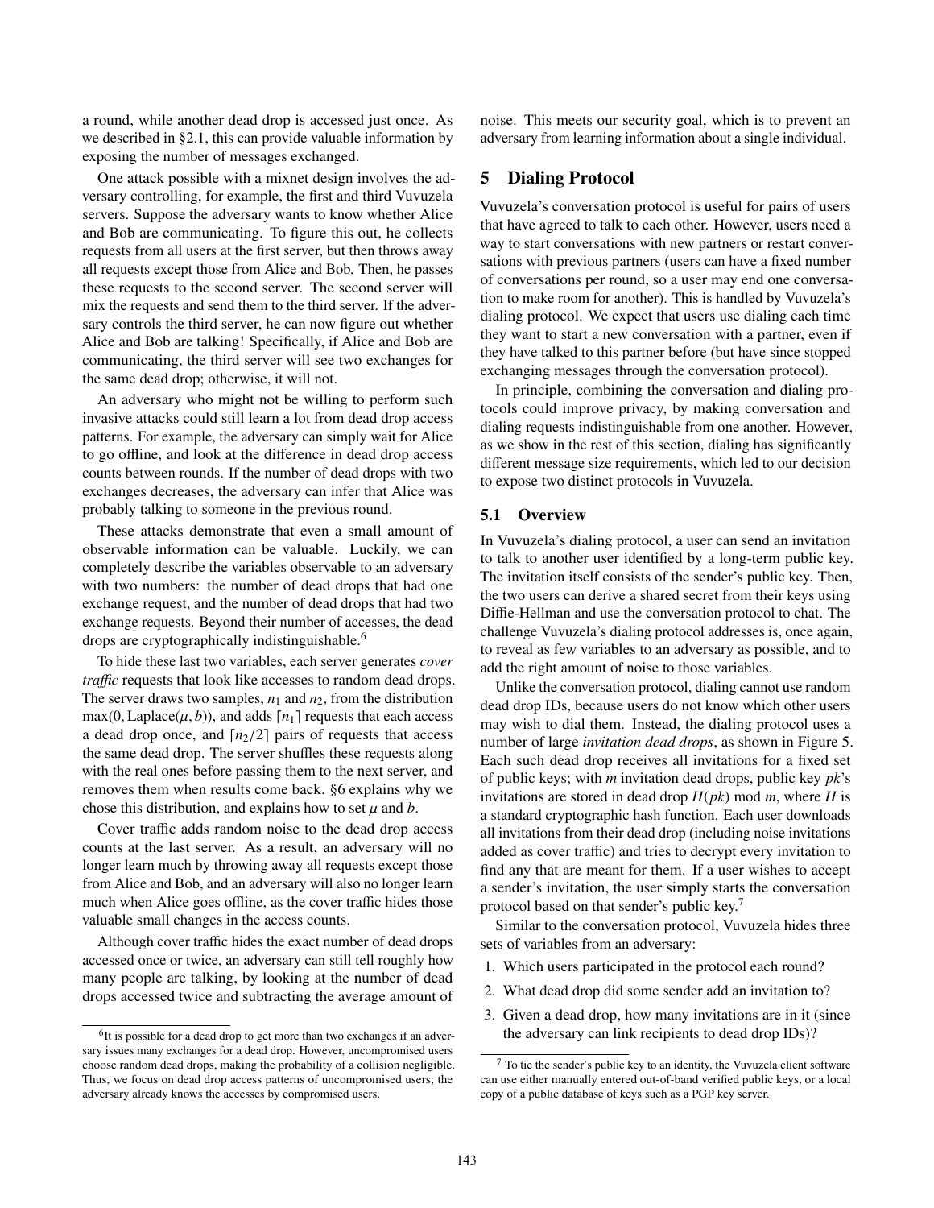a round, while another dead drop is accessed just once. As we described in §2.1, this can provide valuable information by exposing the number of messages exchanged.

One attack possible with a mixnet design involves the adversary controlling, for example, the first and third Vuvuzela servers. Suppose the adversary wants to know whether Alice and Bob are communicating. To figure this out, he collects requests from all users at the first server, but then throws away all requests except those from Alice and Bob. Then, he passes these requests to the second server. The second server will mix the requests and send them to the third server. If the adversary controls the third server, he can now figure out whether Alice and Bob are talking! Specifically, if Alice and Bob are communicating, the third server will see two exchanges for the same dead drop; otherwise, it will not.

An adversary who might not be willing to perform such invasive attacks could still learn a lot from dead drop access patterns. For example, the adversary can simply wait for Alice to go offline, and look at the difference in dead drop access counts between rounds. If the number of dead drops with two exchanges decreases, the adversary can infer that Alice was probably talking to someone in the previous round.

These attacks demonstrate that even a small amount of observable information can be valuable. Luckily, we can completely describe the variables observable to an adversary with two numbers: the number of dead drops that had one exchange request, and the number of dead drops that had two exchange requests. Beyond their number of accesses, the dead drops are cryptographically indistinguishable.[6]

To hide these last two variables, each server generates *cover traffic* requests that look like accesses to random dead drops. The server draws two samples, $n_1$ and $n_2$, from the distribution $\max(0, \text{Laplace}(\mu, b))$, and adds $\lceil n_1 \rceil$ requests that each access a dead drop once, and $\lceil n_2/2 \rceil$ pairs of requests that access the same dead drop. The server shuffles these requests along with the real ones before passing them to the next server, and removes them when results come back. §6 explains why we chose this distribution, and explains how to set $\mu$ and $b$.

Cover traffic adds random noise to the dead drop access counts at the last server. As a result, an adversary will no longer learn much by throwing away all requests except those from Alice and Bob, and an adversary will also no longer learn much when Alice goes offline, as the cover traffic hides those valuable small changes in the access counts.

Although cover traffic hides the exact number of dead drops accessed once or twice, an adversary can still tell roughly how many people are talking, by looking at the number of dead drops accessed twice and subtracting the average amount of noise. This meets our security goal, which is to prevent an adversary from learning information about a single individual.

[6] It is possible for a dead drop to get more than two exchanges if an adversary issues many exchanges for a dead drop. However, uncompromised users choose random dead drops, making the probability of a collision negligible. Thus, we focus on dead drop access patterns of uncompromised users; the adversary already knows the accesses by compromised users.

## 5 Dialing Protocol

Vuvuzela's conversation protocol is useful for pairs of users that have agreed to talk to each other. However, users need a way to start conversations with new partners or restart conversations with previous partners (users can have a fixed number of conversations per round, so a user may end one conversation to make room for another). This is handled by Vuvuzela's dialing protocol. We expect that users use dialing each time they want to start a new conversation with a partner, even if they have talked to this partner before (but have since stopped exchanging messages through the conversation protocol).

In principle, combining the conversation and dialing protocols could improve privacy, by making conversation and dialing requests indistinguishable from one another. However, as we show in the rest of this section, dialing has significantly different message size requirements, which led to our decision to expose two distinct protocols in Vuvuzela.

### 5.1 Overview

In Vuvuzela's dialing protocol, a user can send an invitation to talk to another user identified by a long-term public key. The invitation itself consists of the sender's public key. Then, the two users can derive a shared secret from their keys using Diffie-Hellman and use the conversation protocol to chat. The challenge Vuvuzela's dialing protocol addresses is, once again, to reveal as few variables to an adversary as possible, and to add the right amount of noise to those variables.

Unlike the conversation protocol, dialing cannot use random dead drop IDs, because users do not know which other users may wish to dial them. Instead, the dialing protocol uses a number of large *invitation dead drops*, as shown in Figure 5. Each such dead drop receives all invitations for a fixed set of public keys; with $m$ invitation dead drops, public key $pk$'s invitations are stored in dead drop $H(pk) \bmod m$, where $H$ is a standard cryptographic hash function. Each user downloads all invitations from their dead drop (including noise invitations added as cover traffic) and tries to decrypt every invitation to find any that are meant for them. If a user wishes to accept a sender's invitation, the user simply starts the conversation protocol based on that sender's public key.[7]

Similar to the conversation protocol, Vuvuzela hides three sets of variables from an adversary:

1. Which users participated in the protocol each round?
2. What dead drop did some sender add an invitation to?
3. Given a dead drop, how many invitations are in it (since the adversary can link recipients to dead drop IDs)?

[7] To tie the sender's public key to an identity, the Vuvuzela client software can use either manually entered out-of-band verified public keys, or a local copy of a public database of keys such as a PGP key server.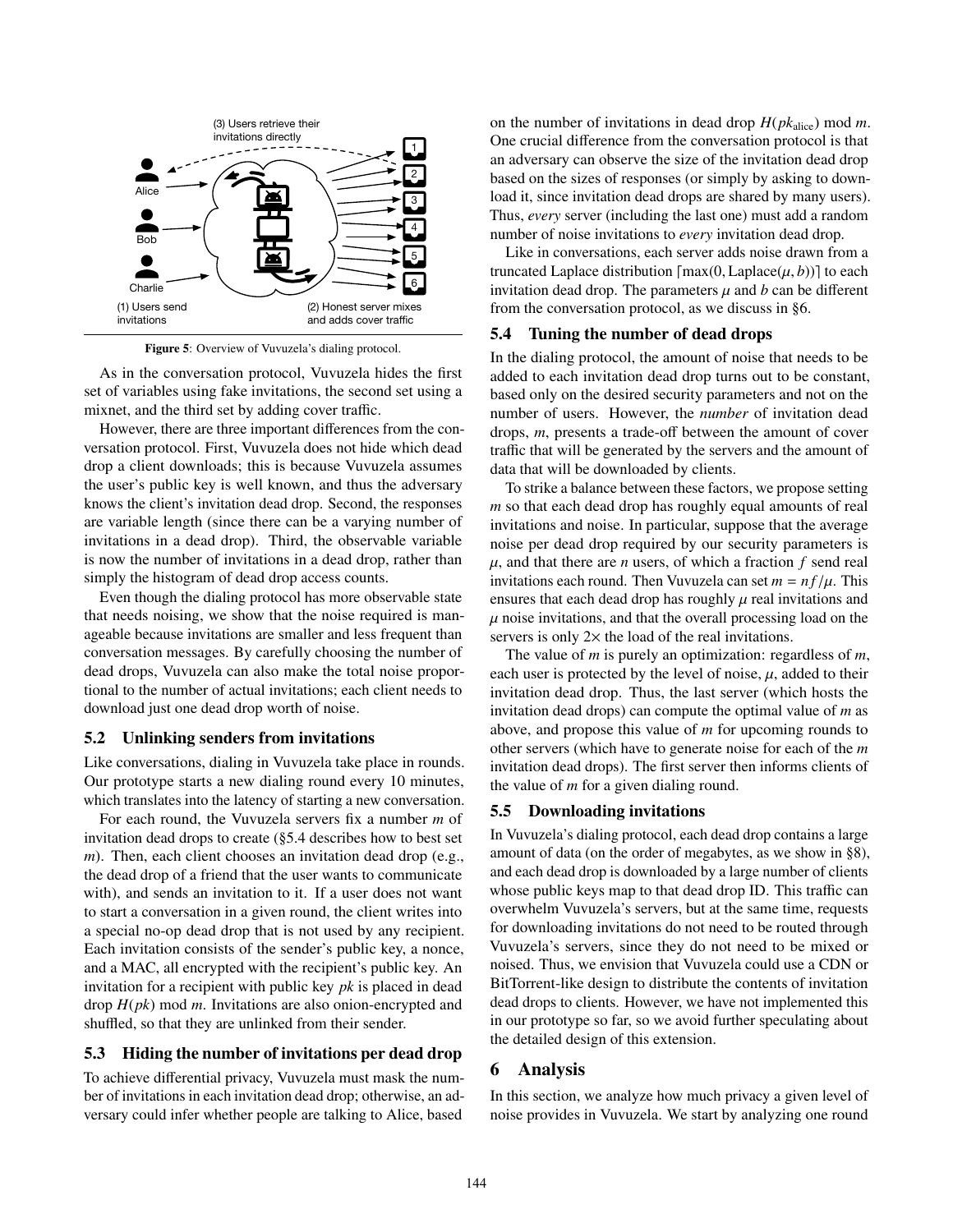(3) Users retrieve their invitations directly

(1) Users send invitations

(2) Honest server mixes and adds cover traffic

**Figure 5**: Overview of Vuvuzela's dialing protocol.

As in the conversation protocol, Vuvuzela hides the first set of variables using fake invitations, the second set using a mixnet, and the third set by adding cover traffic.

However, there are three important differences from the conversation protocol. First, Vuvuzela does not hide which dead drop a client downloads; this is because Vuvuzela assumes the user's public key is well known, and thus the adversary knows the client's invitation dead drop. Second, the responses are variable length (since there can be a varying number of invitations in a dead drop). Third, the observable variable is now the number of invitations in a dead drop, rather than simply the histogram of dead drop access counts.

Even though the dialing protocol has more observable state that needs noising, we show that the noise required is manageable because invitations are smaller and less frequent than conversation messages. By carefully choosing the number of dead drops, Vuvuzela can also make the total noise proportional to the number of actual invitations; each client needs to download just one dead drop worth of noise.

### 5.2 Unlinking senders from invitations

Like conversations, dialing in Vuvuzela take place in rounds. Our prototype starts a new dialing round every 10 minutes, which translates into the latency of starting a new conversation.

For each round, the Vuvuzela servers fix a number $m$ of invitation dead drops to create (§5.4 describes how to best set $m$). Then, each client chooses an invitation dead drop (e.g., the dead drop of a friend that the user wants to communicate with), and sends an invitation to it. If a user does not want to start a conversation in a given round, the client writes into a special no-op dead drop that is not used by any recipient. Each invitation consists of the sender's public key, a nonce, and a MAC, all encrypted with the recipient's public key. An invitation for a recipient with public key $pk$ is placed in dead drop $H(pk) \bmod m$. Invitations are also onion-encrypted and shuffled, so that they are unlinked from their sender.

### 5.3 Hiding the number of invitations per dead drop

To achieve differential privacy, Vuvuzela must mask the number of invitations in each invitation dead drop; otherwise, an adversary could infer whether people are talking to Alice, based on the number of invitations in dead drop $H(pk_{\text{alice}}) \bmod m$. One crucial difference from the conversation protocol is that an adversary can observe the size of the invitation dead drop based on the sizes of responses (or simply by asking to download it, since invitation dead drops are shared by many users). Thus, *every* server (including the last one) must add a random number of noise invitations to *every* invitation dead drop.

Like in conversations, each server adds noise drawn from a truncated Laplace distribution $\lceil \max(0, \text{Laplace}(\mu, b)) \rceil$ to each invitation dead drop. The parameters $\mu$ and $b$ can be different from the conversation protocol, as we discuss in §6.

### 5.4 Tuning the number of dead drops

In the dialing protocol, the amount of noise that needs to be added to each invitation dead drop turns out to be constant, based only on the desired security parameters and not on the number of users. However, the *number* of invitation dead drops, $m$, presents a trade-off between the amount of cover traffic that will be generated by the servers and the amount of data that will be downloaded by clients.

To strike a balance between these factors, we propose setting $m$ so that each dead drop has roughly equal amounts of real invitations and noise. In particular, suppose that the average noise per dead drop required by our security parameters is $\mu$, and that there are $n$ users, of which a fraction $f$ send real invitations each round. Then Vuvuzela can set $m = nf/\mu$. This ensures that each dead drop has roughly $\mu$ real invitations and $\mu$ noise invitations, and that the overall processing load on the servers is only $2\times$ the load of the real invitations.

The value of $m$ is purely an optimization: regardless of $m$, each user is protected by the level of noise, $\mu$, added to their invitation dead drop. Thus, the last server (which hosts the invitation dead drops) can compute the optimal value of $m$ as above, and propose this value of $m$ for upcoming rounds to other servers (which have to generate noise for each of the $m$ invitation dead drops). The first server then informs clients of the value of $m$ for a given dialing round.

### 5.5 Downloading invitations

In Vuvuzela's dialing protocol, each dead drop contains a large amount of data (on the order of megabytes, as we show in §8), and each dead drop is downloaded by a large number of clients whose public keys map to that dead drop ID. This traffic can overwhelm Vuvuzela's servers, but at the same time, requests for downloading invitations do not need to be routed through Vuvuzela's servers, since they do not need to be mixed or noised. Thus, we envision that Vuvuzela could use a CDN or BitTorrent-like design to distribute the contents of invitation dead drops to clients. However, we have not implemented this in our prototype so far, so we avoid further speculating about the detailed design of this extension.

## 6 Analysis

In this section, we analyze how much privacy a given level of noise provides in Vuvuzela. We start by analyzing one round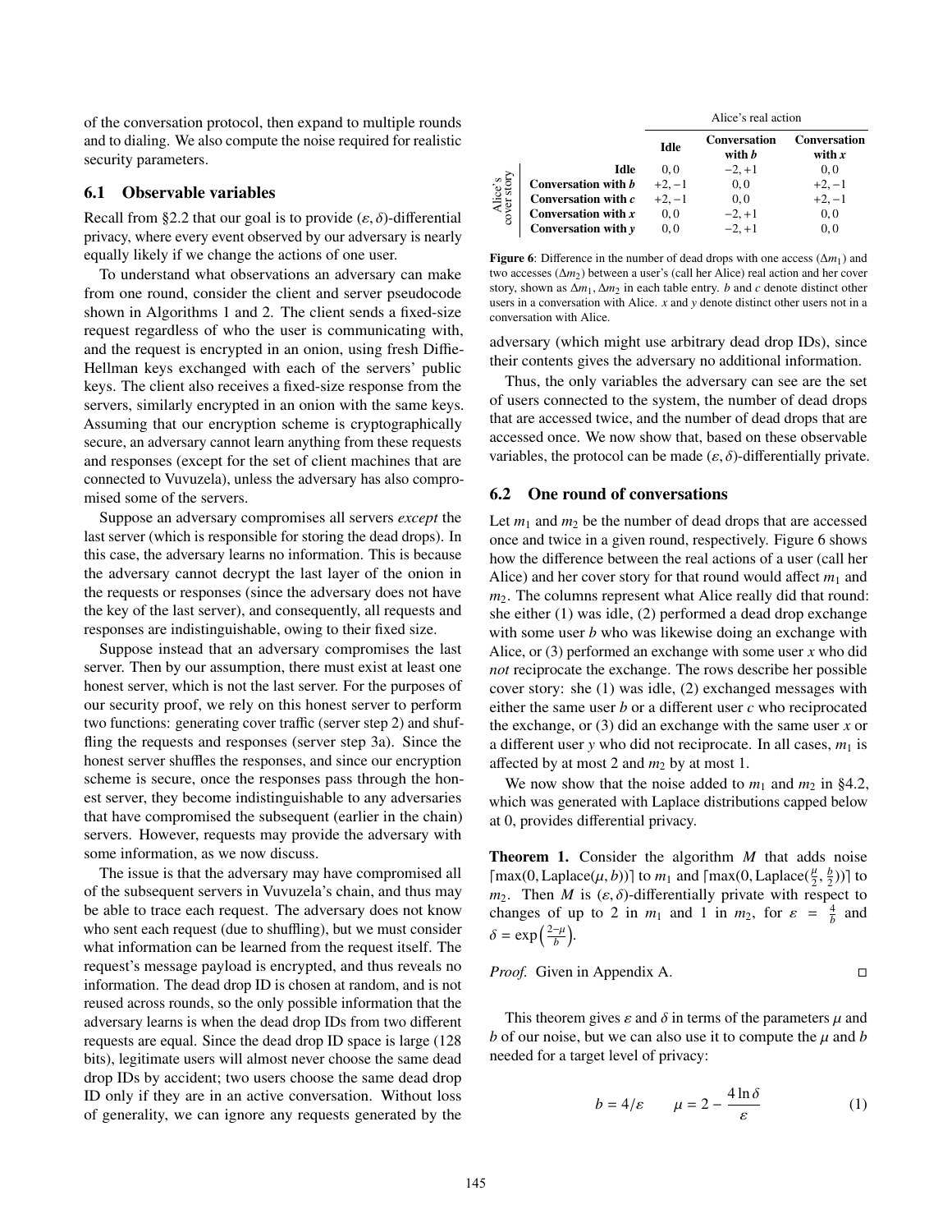of the conversation protocol, then expand to multiple rounds and to dialing. We also compute the noise required for realistic security parameters.

### 6.1 Observable variables

Recall from §2.2 that our goal is to provide $(\varepsilon, \delta)$-differential privacy, where every event observed by our adversary is nearly equally likely if we change the actions of one user.

To understand what observations an adversary can make from one round, consider the client and server pseudocode shown in Algorithms 1 and 2. The client sends a fixed-size request regardless of who the user is communicating with, and the request is encrypted in an onion, using fresh Diffie-Hellman keys exchanged with each of the servers' public keys. The client also receives a fixed-size response from the servers, similarly encrypted in an onion with the same keys. Assuming that our encryption scheme is cryptographically secure, an adversary cannot learn anything from these requests and responses (except for the set of client machines that are connected to Vuvuzela), unless the adversary has also compromised some of the servers.

Suppose an adversary compromises all servers *except* the last server (which is responsible for storing the dead drops). In this case, the adversary learns no information. This is because the adversary cannot decrypt the last layer of the onion in the requests or responses (since the adversary does not have the key of the last server), and consequently, all requests and responses are indistinguishable, owing to their fixed size.

Suppose instead that an adversary compromises the last server. Then by our assumption, there must exist at least one honest server, which is not the last server. For the purposes of our security proof, we rely on this honest server to perform two functions: generating cover traffic (server step 2) and shuffling the requests and responses (server step 3a). Since the honest server shuffles the responses, and since our encryption scheme is secure, once the responses pass through the honest server, they become indistinguishable to any adversaries that have compromised the subsequent (earlier in the chain) servers. However, requests may provide the adversary with some information, as we now discuss.

The issue is that the adversary may have compromised all of the subsequent servers in Vuvuzela's chain, and thus may be able to trace each request. The adversary does not know who sent each request (due to shuffling), but we must consider what information can be learned from the request itself. The request's message payload is encrypted, and thus reveals no information. The dead drop ID is chosen at random, and is not reused across rounds, so the only possible information that the adversary learns is when the dead drop IDs from two different requests are equal. Since the dead drop ID space is large (128 bits), legitimate users will almost never choose the same dead drop ID by accident; two users choose the same dead drop ID only if they are in an active conversation. Without loss of generality, we can ignore any requests generated by the adversary (which might use arbitrary dead drop IDs), since their contents gives the adversary no additional information.

| | | Alice's real action | | |
|---|---|---|---|---|
| | | **Idle** | **Conversation with *b*** | **Conversation with *x*** |
| Alice's cover story | **Idle** | $0, 0$ | $-2, +1$ | $0, 0$ |
| | **Conversation with *b*** | $+2, -1$ | $0, 0$ | $+2, -1$ |
| | **Conversation with *c*** | $+2, -1$ | $0, 0$ | $+2, -1$ |
| | **Conversation with *x*** | $0, 0$ | $-2, +1$ | $0, 0$ |
| | **Conversation with *y*** | $0, 0$ | $-2, +1$ | $0, 0$ |

**Figure 6**: Difference in the number of dead drops with one access ($\Delta m_1$) and two accesses ($\Delta m_2$) between a user's (call her Alice) real action and her cover story, shown as $\Delta m_1, \Delta m_2$ in each table entry. $b$ and $c$ denote distinct other users in a conversation with Alice. $x$ and $y$ denote distinct other users not in a conversation with Alice.

Thus, the only variables the adversary can see are the set of users connected to the system, the number of dead drops that are accessed twice, and the number of dead drops that are accessed once. We now show that, based on these observable variables, the protocol can be made $(\varepsilon, \delta)$-differentially private.

### 6.2 One round of conversations

Let $m_1$ and $m_2$ be the number of dead drops that are accessed once and twice in a given round, respectively. Figure 6 shows how the difference between the real actions of a user (call her Alice) and her cover story for that round would affect $m_1$ and $m_2$. The columns represent what Alice really did that round: she either (1) was idle, (2) performed a dead drop exchange with some user $b$ who was likewise doing an exchange with Alice, or (3) performed an exchange with some user $x$ who did *not* reciprocate the exchange. The rows describe her possible cover story: she (1) was idle, (2) exchanged messages with either the same user $b$ or a different user $c$ who reciprocated the exchange, or (3) did an exchange with the same user $x$ or a different user $y$ who did not reciprocate. In all cases, $m_1$ is affected by at most 2 and $m_2$ by at most 1.

We now show that the noise added to $m_1$ and $m_2$ in §4.2, which was generated with Laplace distributions capped below at 0, provides differential privacy.

**Theorem 1.** *Consider the algorithm $M$ that adds noise $\lceil \max(0, \text{Laplace}(\mu, b)) \rceil$ to $m_1$ and $\lceil \max(0, \text{Laplace}(\frac{\mu}{2}, \frac{b}{2})) \rceil$ to $m_2$. Then $M$ is $(\varepsilon, \delta)$-differentially private with respect to changes of up to 2 in $m_1$ and 1 in $m_2$, for $\varepsilon = \frac{4}{b}$ and $\delta = \exp\left(\frac{2-\mu}{b}\right)$.*

*Proof.* Given in Appendix A. □

This theorem gives $\varepsilon$ and $\delta$ in terms of the parameters $\mu$ and $b$ of our noise, but we can also use it to compute the $\mu$ and $b$ needed for a target level of privacy:

$$b = 4/\varepsilon \qquad \mu = 2 - \frac{4 \ln \delta}{\varepsilon} \tag{1}$$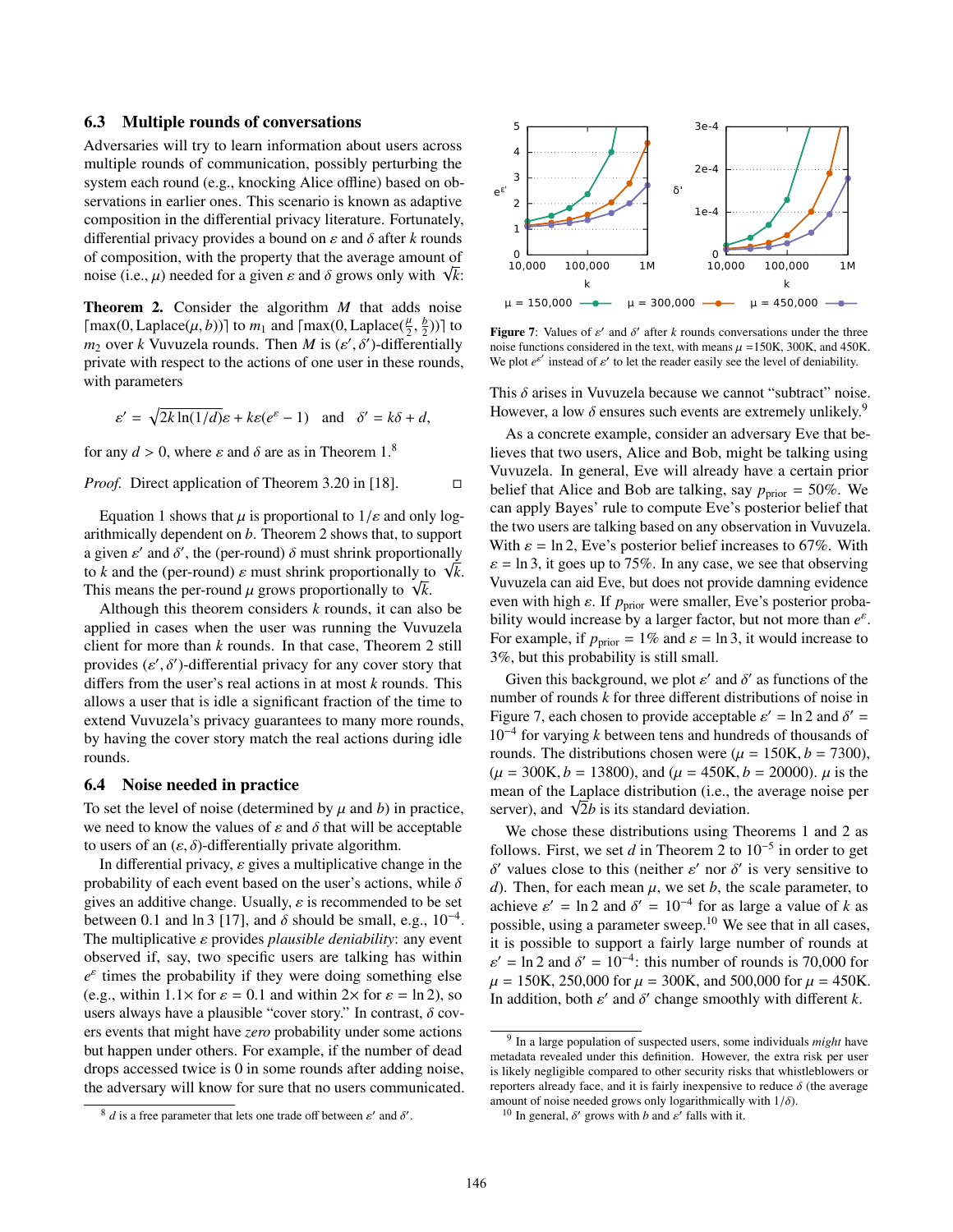### 6.3 Multiple rounds of conversations

Adversaries will try to learn information about users across multiple rounds of communication, possibly perturbing the system each round (e.g., knocking Alice offline) based on observations in earlier ones. This scenario is known as adaptive composition in the differential privacy literature. Fortunately, differential privacy provides a bound on $\varepsilon$ and $\delta$ after $k$ rounds of composition, with the property that the average amount of noise (i.e., $\mu$) needed for a given $\varepsilon$ and $\delta$ grows only with $\sqrt{k}$:

**Theorem 2.** Consider the algorithm $M$ that adds noise $\lceil \max(0, \text{Laplace}(\mu, b)) \rceil$ to $m_1$ and $\lceil \max(0, \text{Laplace}(\frac{\mu}{2}, \frac{b}{2})) \rceil$ to $m_2$ over $k$ Vuvuzela rounds. Then $M$ is $(\varepsilon', \delta')$-differentially private with respect to the actions of one user in these rounds, with parameters

$$\varepsilon' = \sqrt{2k \ln(1/d)}\varepsilon + k\varepsilon(e^{\varepsilon} - 1) \quad \text{and} \quad \delta' = k\delta + d,$$

for any $d > 0$, where $\varepsilon$ and $\delta$ are as in Theorem 1.[8]

*Proof.* Direct application of Theorem 3.20 in [18]. □

Equation 1 shows that $\mu$ is proportional to $1/\varepsilon$ and only logarithmically dependent on $b$. Theorem 2 shows that, to support a given $\varepsilon'$ and $\delta'$, the (per-round) $\delta$ must shrink proportionally to $k$ and the (per-round) $\varepsilon$ must shrink proportionally to $\sqrt{k}$. This means the per-round $\mu$ grows proportionally to $\sqrt{k}$.

Although this theorem considers $k$ rounds, it can also be applied in cases when the user was running the Vuvuzela client for more than $k$ rounds. In that case, Theorem 2 still provides $(\varepsilon', \delta')$-differential privacy for any cover story that differs from the user's real actions in at most $k$ rounds. This allows a user that is idle a significant fraction of the time to extend Vuvuzela's privacy guarantees to many more rounds, by having the cover story match the real actions during idle rounds.

### 6.4 Noise needed in practice

To set the level of noise (determined by $\mu$ and $b$) in practice, we need to know the values of $\varepsilon$ and $\delta$ that will be acceptable to users of an $(\varepsilon, \delta)$-differentially private algorithm.

In differential privacy, $\varepsilon$ gives a multiplicative change in the probability of each event based on the user's actions, while $\delta$ gives an additive change. Usually, $\varepsilon$ is recommended to be set between 0.1 and $\ln 3$ [17], and $\delta$ should be small, e.g., $10^{-4}$. The multiplicative $\varepsilon$ provides *plausible deniability*: any event observed if, say, two specific users are talking has within $e^{\varepsilon}$ times the probability if they were doing something else (e.g., within $1.1\times$ for $\varepsilon = 0.1$ and within $2\times$ for $\varepsilon = \ln 2$), so users always have a plausible "cover story." In contrast, $\delta$ covers events that might have *zero* probability under some actions but happen under others. For example, if the number of dead drops accessed twice is 0 in some rounds after adding noise, the adversary will know for sure that no users communicated.

[8] $d$ is a free parameter that lets one trade off between $\varepsilon'$ and $\delta'$.

**Figure 7**: Values of $\varepsilon'$ and $\delta'$ after $k$ rounds conversations under the three noise functions considered in the text, with means $\mu$ =150K, 300K, and 450K. We plot $e^{\varepsilon'}$ instead of $\varepsilon'$ to let the reader easily see the level of deniability.

This $\delta$ arises in Vuvuzela because we cannot "subtract" noise. However, a low $\delta$ ensures such events are extremely unlikely.[9]

As a concrete example, consider an adversary Eve that believes that two users, Alice and Bob, might be talking using Vuvuzela. In general, Eve will already have a certain prior belief that Alice and Bob are talking, say $p_{\text{prior}} = 50\%$. We can apply Bayes' rule to compute Eve's posterior belief that the two users are talking based on any observation in Vuvuzela. With $\varepsilon = \ln 2$, Eve's posterior belief increases to 67%. With $\varepsilon = \ln 3$, it goes up to 75%. In any case, we see that observing Vuvuzela can aid Eve, but does not provide damning evidence even with high $\varepsilon$. If $p_{\text{prior}}$ were smaller, Eve's posterior probability would increase by a larger factor, but not more than $e^{\varepsilon}$. For example, if $p_{\text{prior}} = 1\%$ and $\varepsilon = \ln 3$, it would increase to 3%, but this probability is still small.

Given this background, we plot $\varepsilon'$ and $\delta'$ as functions of the number of rounds $k$ for three different distributions of noise in Figure 7, each chosen to provide acceptable $\varepsilon' = \ln 2$ and $\delta' = 10^{-4}$ for varying $k$ between tens and hundreds of thousands of rounds. The distributions chosen were ($\mu = 150\text{K}, b = 7300$), ($\mu = 300\text{K}, b = 13800$), and ($\mu = 450\text{K}, b = 20000$). $\mu$ is the mean of the Laplace distribution (i.e., the average noise per server), and $\sqrt{2}b$ is its standard deviation.

We chose these distributions using Theorems 1 and 2 as follows. First, we set $d$ in Theorem 2 to $10^{-5}$ in order to get $\delta'$ values close to this (neither $\varepsilon'$ nor $\delta'$ is very sensitive to $d$). Then, for each mean $\mu$, we set $b$, the scale parameter, to achieve $\varepsilon' = \ln 2$ and $\delta' = 10^{-4}$ for as large a value of $k$ as possible, using a parameter sweep.[10] We see that in all cases, it is possible to support a fairly large number of rounds at $\varepsilon' = \ln 2$ and $\delta' = 10^{-4}$: this number of rounds is 70,000 for $\mu = 150\text{K}$, 250,000 for $\mu = 300\text{K}$, and 500,000 for $\mu = 450\text{K}$. In addition, both $\varepsilon'$ and $\delta'$ change smoothly with different $k$.

[9] In a large population of suspected users, some individuals *might* have metadata revealed under this definition. However, the extra risk per user is likely negligible compared to other security risks that whistleblowers or reporters already face, and it is fairly inexpensive to reduce $\delta$ (the average amount of noise needed grows only logarithmically with $1/\delta$).

[10] In general, $\delta'$ grows with $b$ and $\varepsilon'$ falls with it.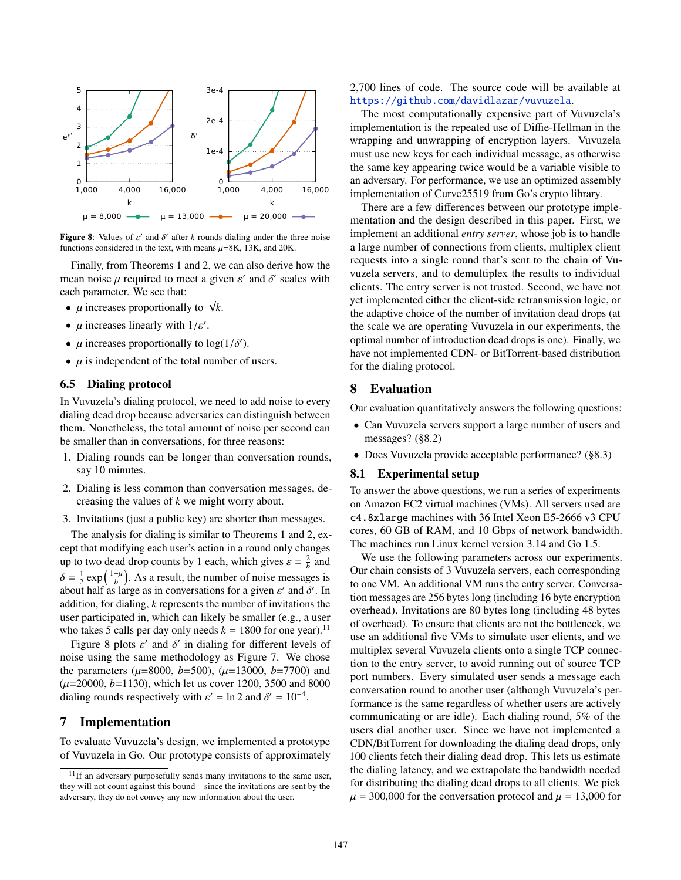**Figure 8**: Values of $\varepsilon'$ and $\delta'$ after $k$ rounds dialing under the three noise functions considered in the text, with means $\mu$=8K, 13K, and 20K.

Finally, from Theorems 1 and 2, we can also derive how the mean noise $\mu$ required to meet a given $\varepsilon'$ and $\delta'$ scales with each parameter. We see that:

- $\mu$ increases proportionally to $\sqrt{k}$.
- $\mu$ increases linearly with $1/\varepsilon'$.
- $\mu$ increases proportionally to $\log(1/\delta')$.
- $\mu$ is independent of the total number of users.

### 6.5 Dialing protocol

In Vuvuzela's dialing protocol, we need to add noise to every dialing dead drop because adversaries can distinguish between them. Nonetheless, the total amount of noise per second can be smaller than in conversations, for three reasons:

1. Dialing rounds can be longer than conversation rounds, say 10 minutes.
2. Dialing is less common than conversation messages, decreasing the values of $k$ we might worry about.
3. Invitations (just a public key) are shorter than messages.

The analysis for dialing is similar to Theorems 1 and 2, except that modifying each user's action in a round only changes up to two dead drop counts by 1 each, which gives $\varepsilon = \frac{2}{b}$ and $\delta = \frac{1}{2}\exp\left(\frac{1-\mu}{b}\right)$. As a result, the number of noise messages is about half as large as in conversations for a given $\varepsilon'$ and $\delta'$. In addition, for dialing, $k$ represents the number of invitations the user participated in, which can likely be smaller (e.g., a user who takes 5 calls per day only needs $k = 1800$ for one year).[11]

Figure 8 plots $\varepsilon'$ and $\delta'$ in dialing for different levels of noise using the same methodology as Figure 7. We chose the parameters ($\mu$=8000, $b$=500), ($\mu$=13000, $b$=7700) and ($\mu$=20000, $b$=1130), which let us cover 1200, 3500 and 8000 dialing rounds respectively with $\varepsilon' = \ln 2$ and $\delta' = 10^{-4}$.

## 7 Implementation

To evaluate Vuvuzela's design, we implemented a prototype of Vuvuzela in Go. Our prototype consists of approximately 2,700 lines of code. The source code will be available at https://github.com/davidlazar/vuvuzela.

The most computationally expensive part of Vuvuzela's implementation is the repeated use of Diffie-Hellman in the wrapping and unwrapping of encryption layers. Vuvuzela must use new keys for each individual message, as otherwise the same key appearing twice would be a variable visible to an adversary. For performance, we use an optimized assembly implementation of Curve25519 from Go's crypto library.

There are a few differences between our prototype implementation and the design described in this paper. First, we implement an additional *entry server*, whose job is to handle a large number of connections from clients, multiplex client requests into a single round that's sent to the chain of Vuvuzela servers, and to demultiplex the results to individual clients. The entry server is not trusted. Second, we have not yet implemented either the client-side retransmission logic, or the adaptive choice of the number of invitation dead drops (at the scale we are operating Vuvuzela in our experiments, the optimal number of introduction dead drops is one). Finally, we have not implemented CDN- or BitTorrent-based distribution for the dialing protocol.

## 8 Evaluation

Our evaluation quantitatively answers the following questions:

- Can Vuvuzela servers support a large number of users and messages? (§8.2)
- Does Vuvuzela provide acceptable performance? (§8.3)

### 8.1 Experimental setup

To answer the above questions, we run a series of experiments on Amazon EC2 virtual machines (VMs). All servers used are `c4.8xlarge` machines with 36 Intel Xeon E5-2666 v3 CPU cores, 60 GB of RAM, and 10 Gbps of network bandwidth. The machines run Linux kernel version 3.14 and Go 1.5.

We use the following parameters across our experiments. Our chain consists of 3 Vuvuzela servers, each corresponding to one VM. An additional VM runs the entry server. Conversation messages are 256 bytes long (including 16 byte encryption overhead). Invitations are 80 bytes long (including 48 bytes of overhead). To ensure that clients are not the bottleneck, we use an additional five VMs to simulate user clients, and we multiplex several Vuvuzela clients onto a single TCP connection to the entry server, to avoid running out of source TCP port numbers. Every simulated user sends a message each conversation round to another user (although Vuvuzela's performance is the same regardless of whether users are actively communicating or are idle). Each dialing round, 5% of the users dial another user. Since we have not implemented a CDN/BitTorrent for downloading the dialing dead drops, only 100 clients fetch their dialing dead drop. This lets us estimate the dialing latency, and we extrapolate the bandwidth needed for distributing the dialing dead drops to all clients. We pick $\mu = 300{,}000$ for the conversation protocol and $\mu = 13{,}000$ for

[11] If an adversary purposefully sends many invitations to the same user, they will not count against this bound—since the invitations are sent by the adversary, they do not convey any new information about the user.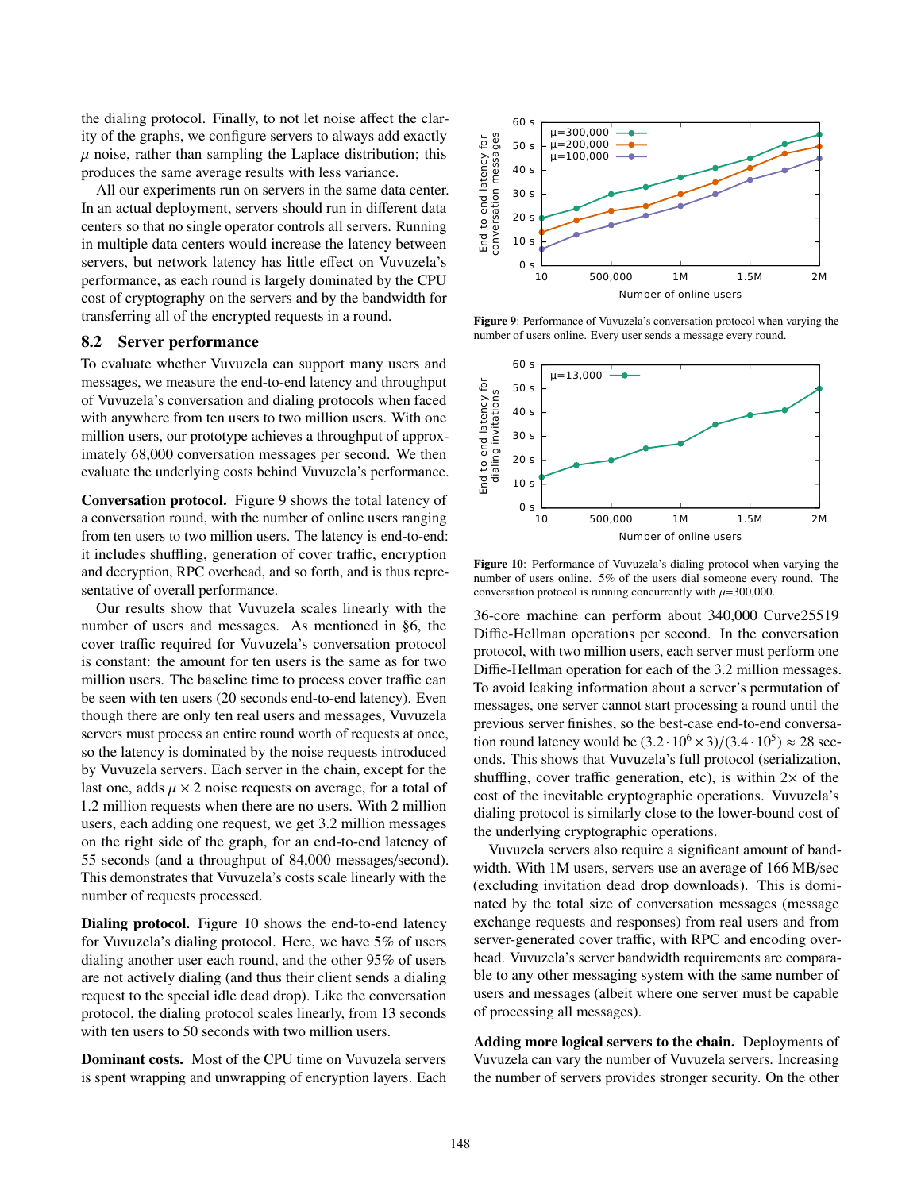the dialing protocol. Finally, to not let noise affect the clarity of the graphs, we configure servers to always add exactly $\mu$ noise, rather than sampling the Laplace distribution; this produces the same average results with less variance.

All our experiments run on servers in the same data center. In an actual deployment, servers should run in different data centers so that no single operator controls all servers. Running in multiple data centers would increase the latency between servers, but network latency has little effect on Vuvuzela's performance, as each round is largely dominated by the CPU cost of cryptography on the servers and by the bandwidth for transferring all of the encrypted requests in a round.

## 8.2 Server performance

To evaluate whether Vuvuzela can support many users and messages, we measure the end-to-end latency and throughput of Vuvuzela's conversation and dialing protocols when faced with anywhere from ten users to two million users. With one million users, our prototype achieves a throughput of approximately 68,000 conversation messages per second. We then evaluate the underlying costs behind Vuvuzela's performance.

**Conversation protocol.** Figure 9 shows the total latency of a conversation round, with the number of online users ranging from ten users to two million users. The latency is end-to-end: it includes shuffling, generation of cover traffic, encryption and decryption, RPC overhead, and so forth, and is thus representative of overall performance.

Our results show that Vuvuzela scales linearly with the number of users and messages. As mentioned in §6, the cover traffic required for Vuvuzela's conversation protocol is constant: the amount for ten users is the same as for two million users. The baseline time to process cover traffic can be seen with ten users (20 seconds end-to-end latency). Even though there are only ten real users and messages, Vuvuzela servers must process an entire round worth of requests at once, so the latency is dominated by the noise requests introduced by Vuvuzela servers. Each server in the chain, except for the last one, adds $\mu \times 2$ noise requests on average, for a total of 1.2 million requests when there are no users. With 2 million users, each adding one request, we get 3.2 million messages on the right side of the graph, for an end-to-end latency of 55 seconds (and a throughput of 84,000 messages/second). This demonstrates that Vuvuzela's costs scale linearly with the number of requests processed.

**Dialing protocol.** Figure 10 shows the end-to-end latency for Vuvuzela's dialing protocol. Here, we have 5% of users dialing another user each round, and the other 95% of users are not actively dialing (and thus their client sends a dialing request to the special idle dead drop). Like the conversation protocol, the dialing protocol scales linearly, from 13 seconds with ten users to 50 seconds with two million users.

**Dominant costs.** Most of the CPU time on Vuvuzela servers is spent wrapping and unwrapping of encryption layers. Each

**Figure 9**: Performance of Vuvuzela's conversation protocol when varying the number of users online. Every user sends a message every round.

**Figure 10**: Performance of Vuvuzela's dialing protocol when varying the number of users online. 5% of the users dial someone every round. The conversation protocol is running concurrently with $\mu$=300,000.

36-core machine can perform about 340,000 Curve25519 Diffie-Hellman operations per second. In the conversation protocol, with two million users, each server must perform one Diffie-Hellman operation for each of the 3.2 million messages. To avoid leaking information about a server's permutation of messages, one server cannot start processing a round until the previous server finishes, so the best-case end-to-end conversation round latency would be $(3.2 \cdot 10^6 \times 3)/(3.4 \cdot 10^5) \approx 28$ seconds. This shows that Vuvuzela's full protocol (serialization, shuffling, cover traffic generation, etc), is within $2\times$ of the cost of the inevitable cryptographic operations. Vuvuzela's dialing protocol is similarly close to the lower-bound cost of the underlying cryptographic operations.

Vuvuzela servers also require a significant amount of bandwidth. With 1M users, servers use an average of 166 MB/sec (excluding invitation dead drop downloads). This is dominated by the total size of conversation messages (message exchange requests and responses) from real users and from server-generated cover traffic, with RPC and encoding overhead. Vuvuzela's server bandwidth requirements are comparable to any other messaging system with the same number of users and messages (albeit where one server must be capable of processing all messages).

**Adding more logical servers to the chain.** Deployments of Vuvuzela can vary the number of Vuvuzela servers. Increasing the number of servers provides stronger security. On the other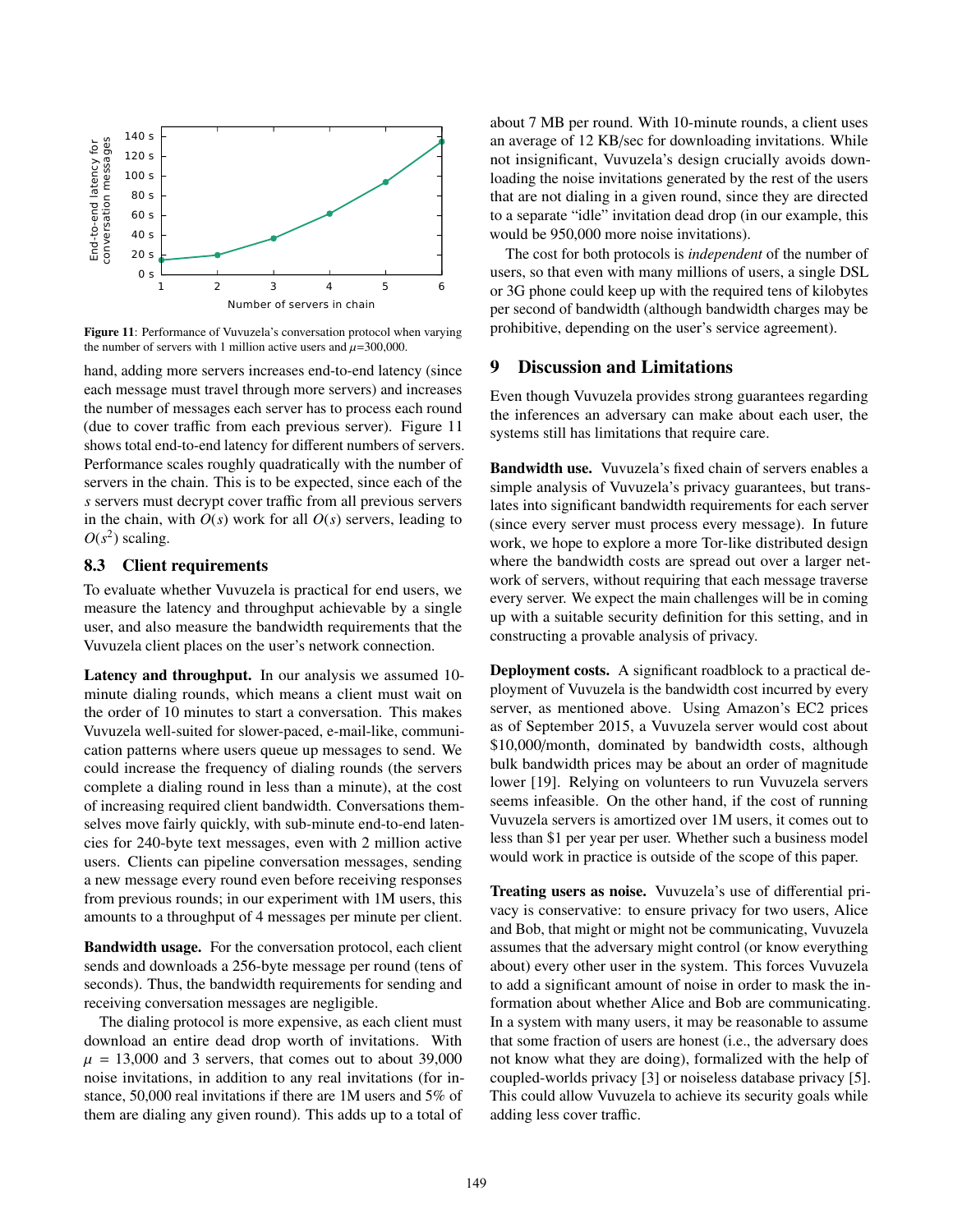Figure 11: Performance of Vuvuzela's conversation protocol when varying the number of servers with 1 million active users and $\mu$=300,000.

hand, adding more servers increases end-to-end latency (since each message must travel through more servers) and increases the number of messages each server has to process each round (due to cover traffic from each previous server). Figure 11 shows total end-to-end latency for different numbers of servers. Performance scales roughly quadratically with the number of servers in the chain. This is to be expected, since each of the $s$ servers must decrypt cover traffic from all previous servers in the chain, with $O(s)$ work for all $O(s)$ servers, leading to $O(s^2)$ scaling.

### 8.3 Client requirements

To evaluate whether Vuvuzela is practical for end users, we measure the latency and throughput achievable by a single user, and also measure the bandwidth requirements that the Vuvuzela client places on the user's network connection.

**Latency and throughput.** In our analysis we assumed 10-minute dialing rounds, which means a client must wait on the order of 10 minutes to start a conversation. This makes Vuvuzela well-suited for slower-paced, e-mail-like, communication patterns where users queue up messages to send. We could increase the frequency of dialing rounds (the servers complete a dialing round in less than a minute), at the cost of increasing required client bandwidth. Conversations themselves move fairly quickly, with sub-minute end-to-end latencies for 240-byte text messages, even with 2 million active users. Clients can pipeline conversation messages, sending a new message every round even before receiving responses from previous rounds; in our experiment with 1M users, this amounts to a throughput of 4 messages per minute per client.

**Bandwidth usage.** For the conversation protocol, each client sends and downloads a 256-byte message per round (tens of seconds). Thus, the bandwidth requirements for sending and receiving conversation messages are negligible.

The dialing protocol is more expensive, as each client must download an entire dead drop worth of invitations. With $\mu$ = 13,000 and 3 servers, that comes out to about 39,000 noise invitations, in addition to any real invitations (for instance, 50,000 real invitations if there are 1M users and 5% of them are dialing any given round). This adds up to a total of about 7 MB per round. With 10-minute rounds, a client uses an average of 12 KB/sec for downloading invitations. While not insignificant, Vuvuzela's design crucially avoids downloading the noise invitations generated by the rest of the users that are not dialing in a given round, since they are directed to a separate "idle" invitation dead drop (in our example, this would be 950,000 more noise invitations).

The cost for both protocols is *independent* of the number of users, so that even with many millions of users, a single DSL or 3G phone could keep up with the required tens of kilobytes per second of bandwidth (although bandwidth charges may be prohibitive, depending on the user's service agreement).

## 9 Discussion and Limitations

Even though Vuvuzela provides strong guarantees regarding the inferences an adversary can make about each user, the systems still has limitations that require care.

**Bandwidth use.** Vuvuzela's fixed chain of servers enables a simple analysis of Vuvuzela's privacy guarantees, but translates into significant bandwidth requirements for each server (since every server must process every message). In future work, we hope to explore a more Tor-like distributed design where the bandwidth costs are spread out over a larger network of servers, without requiring that each message traverse every server. We expect the main challenges will be in coming up with a suitable security definition for this setting, and in constructing a provable analysis of privacy.

**Deployment costs.** A significant roadblock to a practical deployment of Vuvuzela is the bandwidth cost incurred by every server, as mentioned above. Using Amazon's EC2 prices as of September 2015, a Vuvuzela server would cost about \$10,000/month, dominated by bandwidth costs, although bulk bandwidth prices may be about an order of magnitude lower [19]. Relying on volunteers to run Vuvuzela servers seems infeasible. On the other hand, if the cost of running Vuvuzela servers is amortized over 1M users, it comes out to less than \$1 per year per user. Whether such a business model would work in practice is outside of the scope of this paper.

**Treating users as noise.** Vuvuzela's use of differential privacy is conservative: to ensure privacy for two users, Alice and Bob, that might or might not be communicating, Vuvuzela assumes that the adversary might control (or know everything about) every other user in the system. This forces Vuvuzela to add a significant amount of noise in order to mask the information about whether Alice and Bob are communicating. In a system with many users, it may be reasonable to assume that some fraction of users are honest (i.e., the adversary does not know what they are doing), formalized with the help of coupled-worlds privacy [3] or noiseless database privacy [5]. This could allow Vuvuzela to achieve its security goals while adding less cover traffic.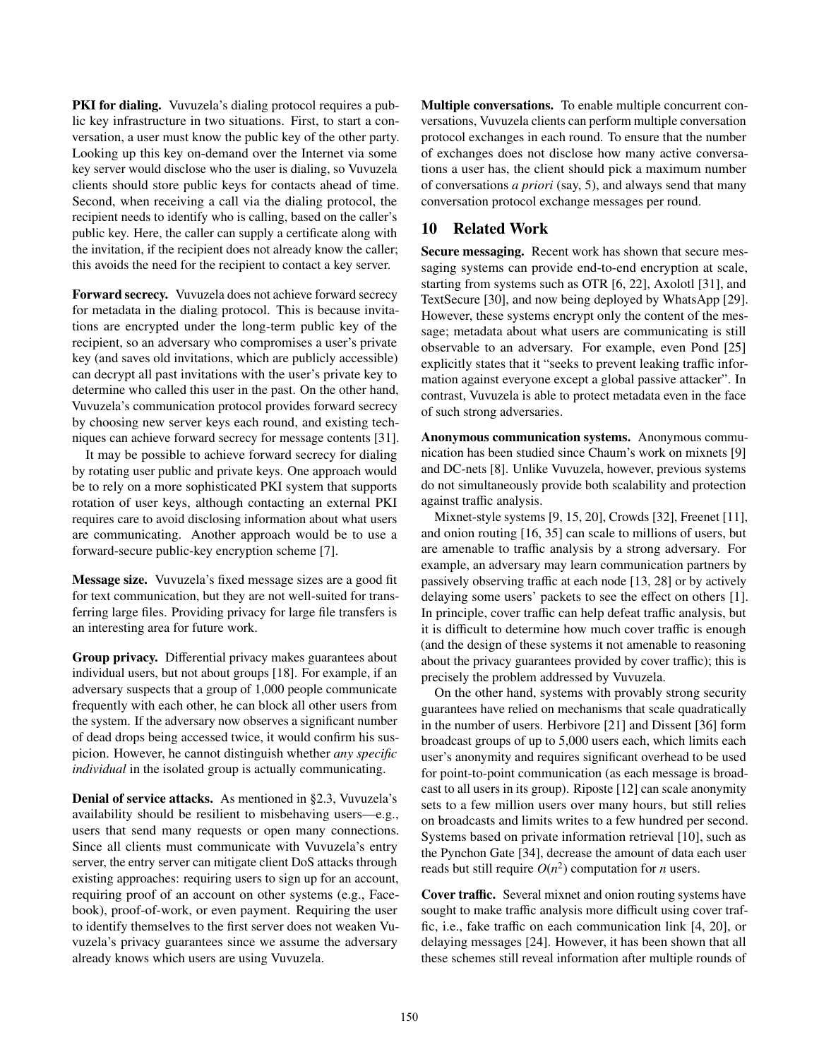**PKI for dialing.** Vuvuzela's dialing protocol requires a public key infrastructure in two situations. First, to start a conversation, a user must know the public key of the other party. Looking up this key on-demand over the Internet via some key server would disclose who the user is dialing, so Vuvuzela clients should store public keys for contacts ahead of time. Second, when receiving a call via the dialing protocol, the recipient needs to identify who is calling, based on the caller's public key. Here, the caller can supply a certificate along with the invitation, if the recipient does not already know the caller; this avoids the need for the recipient to contact a key server.

**Forward secrecy.** Vuvuzela does not achieve forward secrecy for metadata in the dialing protocol. This is because invitations are encrypted under the long-term public key of the recipient, so an adversary who compromises a user's private key (and saves old invitations, which are publicly accessible) can decrypt all past invitations with the user's private key to determine who called this user in the past. On the other hand, Vuvuzela's communication protocol provides forward secrecy by choosing new server keys each round, and existing techniques can achieve forward secrecy for message contents [31].

It may be possible to achieve forward secrecy for dialing by rotating user public and private keys. One approach would be to rely on a more sophisticated PKI system that supports rotation of user keys, although contacting an external PKI requires care to avoid disclosing information about what users are communicating. Another approach would be to use a forward-secure public-key encryption scheme [7].

**Message size.** Vuvuzela's fixed message sizes are a good fit for text communication, but they are not well-suited for transferring large files. Providing privacy for large file transfers is an interesting area for future work.

**Group privacy.** Differential privacy makes guarantees about individual users, but not about groups [18]. For example, if an adversary suspects that a group of 1,000 people communicate frequently with each other, he can block all other users from the system. If the adversary now observes a significant number of dead drops being accessed twice, it would confirm his suspicion. However, he cannot distinguish whether *any specific individual* in the isolated group is actually communicating.

**Denial of service attacks.** As mentioned in §2.3, Vuvuzela's availability should be resilient to misbehaving users—e.g., users that send many requests or open many connections. Since all clients must communicate with Vuvuzela's entry server, the entry server can mitigate client DoS attacks through existing approaches: requiring users to sign up for an account, requiring proof of an account on other systems (e.g., Facebook), proof-of-work, or even payment. Requiring the user to identify themselves to the first server does not weaken Vuvuzela's privacy guarantees since we assume the adversary already knows which users are using Vuvuzela.

**Multiple conversations.** To enable multiple concurrent conversations, Vuvuzela clients can perform multiple conversation protocol exchanges in each round. To ensure that the number of exchanges does not disclose how many active conversations a user has, the client should pick a maximum number of conversations *a priori* (say, 5), and always send that many conversation protocol exchange messages per round.

## 10 Related Work

**Secure messaging.** Recent work has shown that secure messaging systems can provide end-to-end encryption at scale, starting from systems such as OTR [6, 22], Axolotl [31], and TextSecure [30], and now being deployed by WhatsApp [29]. However, these systems encrypt only the content of the message; metadata about what users are communicating is still observable to an adversary. For example, even Pond [25] explicitly states that it "seeks to prevent leaking traffic information against everyone except a global passive attacker". In contrast, Vuvuzela is able to protect metadata even in the face of such strong adversaries.

**Anonymous communication systems.** Anonymous communication has been studied since Chaum's work on mixnets [9] and DC-nets [8]. Unlike Vuvuzela, however, previous systems do not simultaneously provide both scalability and protection against traffic analysis.

Mixnet-style systems [9, 15, 20], Crowds [32], Freenet [11], and onion routing [16, 35] can scale to millions of users, but are amenable to traffic analysis by a strong adversary. For example, an adversary may learn communication partners by passively observing traffic at each node [13, 28] or by actively delaying some users' packets to see the effect on others [1]. In principle, cover traffic can help defeat traffic analysis, but it is difficult to determine how much cover traffic is enough (and the design of these systems it not amenable to reasoning about the privacy guarantees provided by cover traffic); this is precisely the problem addressed by Vuvuzela.

On the other hand, systems with provably strong security guarantees have relied on mechanisms that scale quadratically in the number of users. Herbivore [21] and Dissent [36] form broadcast groups of up to 5,000 users each, which limits each user's anonymity and requires significant overhead to be used for point-to-point communication (as each message is broadcast to all users in its group). Riposte [12] can scale anonymity sets to a few million users over many hours, but still relies on broadcasts and limits writes to a few hundred per second. Systems based on private information retrieval [10], such as the Pynchon Gate [34], decrease the amount of data each user reads but still require $O(n^2)$ computation for $n$ users.

**Cover traffic.** Several mixnet and onion routing systems have sought to make traffic analysis more difficult using cover traffic, i.e., fake traffic on each communication link [4, 20], or delaying messages [24]. However, it has been shown that all these schemes still reveal information after multiple rounds of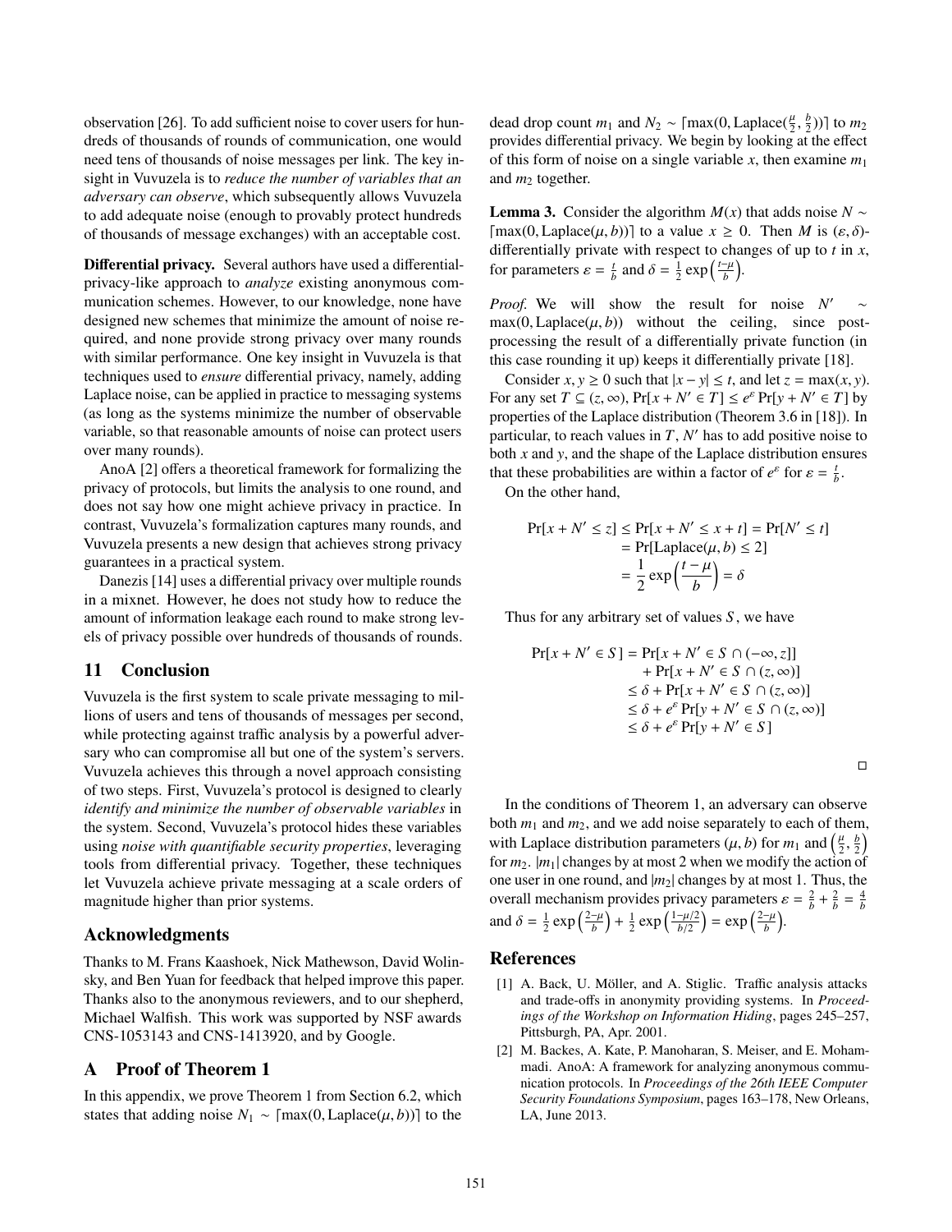observation [26]. To add sufficient noise to cover users for hundreds of thousands of rounds of communication, one would need tens of thousands of noise messages per link. The key insight in Vuvuzela is to *reduce the number of variables that an adversary can observe*, which subsequently allows Vuvuzela to add adequate noise (enough to provably protect hundreds of thousands of message exchanges) with an acceptable cost.

**Differential privacy.** Several authors have used a differential-privacy-like approach to *analyze* existing anonymous communication schemes. However, to our knowledge, none have designed new schemes that minimize the amount of noise required, and none provide strong privacy over many rounds with similar performance. One key insight in Vuvuzela is that techniques used to *ensure* differential privacy, namely, adding Laplace noise, can be applied in practice to messaging systems (as long as the systems minimize the number of observable variable, so that reasonable amounts of noise can protect users over many rounds).

AnoA [2] offers a theoretical framework for formalizing the privacy of protocols, but limits the analysis to one round, and does not say how one might achieve privacy in practice. In contrast, Vuvuzela's formalization captures many rounds, and Vuvuzela presents a new design that achieves strong privacy guarantees in a practical system.

Danezis [14] uses a differential privacy over multiple rounds in a mixnet. However, he does not study how to reduce the amount of information leakage each round to make strong levels of privacy possible over hundreds of thousands of rounds.

## 11 Conclusion

Vuvuzela is the first system to scale private messaging to millions of users and tens of thousands of messages per second, while protecting against traffic analysis by a powerful adversary who can compromise all but one of the system's servers. Vuvuzela achieves this through a novel approach consisting of two steps. First, Vuvuzela's protocol is designed to clearly *identify and minimize the number of observable variables* in the system. Second, Vuvuzela's protocol hides these variables using *noise with quantifiable security properties*, leveraging tools from differential privacy. Together, these techniques let Vuvuzela achieve private messaging at a scale orders of magnitude higher than prior systems.

## Acknowledgments

Thanks to M. Frans Kaashoek, Nick Mathewson, David Wolinsky, and Ben Yuan for feedback that helped improve this paper. Thanks also to the anonymous reviewers, and to our shepherd, Michael Walfish. This work was supported by NSF awards CNS-1053143 and CNS-1413920, and by Google.

## A Proof of Theorem 1

In this appendix, we prove Theorem 1 from Section 6.2, which states that adding noise $N_1 \sim \lceil \max(0, \text{Laplace}(\mu, b)) \rceil$ to the dead drop count $m_1$ and $N_2 \sim \lceil \max(0, \text{Laplace}(\frac{\mu}{2}, \frac{b}{2})) \rceil$ to $m_2$ provides differential privacy. We begin by looking at the effect of this form of noise on a single variable $x$, then examine $m_1$ and $m_2$ together.

**Lemma 3.** Consider the algorithm $M(x)$ that adds noise $N \sim \lceil \max(0, \text{Laplace}(\mu, b)) \rceil$ to a value $x \geq 0$. Then $M$ is $(\varepsilon, \delta)$-differentially private with respect to changes of up to $t$ in $x$, for parameters $\varepsilon = \frac{t}{b}$ and $\delta = \frac{1}{2} \exp\left(\frac{t-\mu}{b}\right)$.

*Proof.* We will show the result for noise $N' \sim \max(0, \text{Laplace}(\mu, b))$ without the ceiling, since post-processing the result of a differentially private function (in this case rounding it up) keeps it differentially private [18].

Consider $x, y \geq 0$ such that $|x - y| \leq t$, and let $z = \max(x, y)$. For any set $T \subseteq (z, \infty)$, $\Pr[x + N' \in T] \leq e^{\varepsilon} \Pr[y + N' \in T]$ by properties of the Laplace distribution (Theorem 3.6 in [18]). In particular, to reach values in $T$, $N'$ has to add positive noise to both $x$ and $y$, and the shape of the Laplace distribution ensures that these probabilities are within a factor of $e^{\varepsilon}$ for $\varepsilon = \frac{t}{b}$.

On the other hand,

$$
\begin{aligned}
\Pr[x + N' \leq z] &\leq \Pr[x + N' \leq x + t] = \Pr[N' \leq t] \\
&= \Pr[\text{Laplace}(\mu, b) \leq 2] \\
&= \frac{1}{2} \exp\left(\frac{t - \mu}{b}\right) = \delta
\end{aligned}
$$

Thus for any arbitrary set of values $S$, we have

$$
\begin{aligned}
\Pr[x + N' \in S] &= \Pr[x + N' \in S \cap (-\infty, z]] \\
&\quad + \Pr[x + N' \in S \cap (z, \infty)] \\
&\leq \delta + \Pr[x + N' \in S \cap (z, \infty)] \\
&\leq \delta + e^{\varepsilon} \Pr[y + N' \in S \cap (z, \infty)] \\
&\leq \delta + e^{\varepsilon} \Pr[y + N' \in S]
\end{aligned}
$$

□

In the conditions of Theorem 1, an adversary can observe both $m_1$ and $m_2$, and we add noise separately to each of them, with Laplace distribution parameters $(\mu, b)$ for $m_1$ and $\left(\frac{\mu}{2}, \frac{b}{2}\right)$ for $m_2$. $|m_1|$ changes by at most 2 when we modify the action of one user in one round, and $|m_2|$ changes by at most 1. Thus, the overall mechanism provides privacy parameters $\varepsilon = \frac{2}{b} + \frac{2}{b} = \frac{4}{b}$ and $\delta = \frac{1}{2} \exp\left(\frac{2-\mu}{b}\right) + \frac{1}{2} \exp\left(\frac{1-\mu/2}{b/2}\right) = \exp\left(\frac{2-\mu}{b}\right)$.

## References

[1] A. Back, U. Möller, and A. Stiglic. Traffic analysis attacks and trade-offs in anonymity providing systems. In *Proceedings of the Workshop on Information Hiding*, pages 245–257, Pittsburgh, PA, Apr. 2001.

[2] M. Backes, A. Kate, P. Manoharan, S. Meiser, and E. Mohammadi. AnoA: A framework for analyzing anonymous communication protocols. In *Proceedings of the 26th IEEE Computer Security Foundations Symposium*, pages 163–178, New Orleans, LA, June 2013.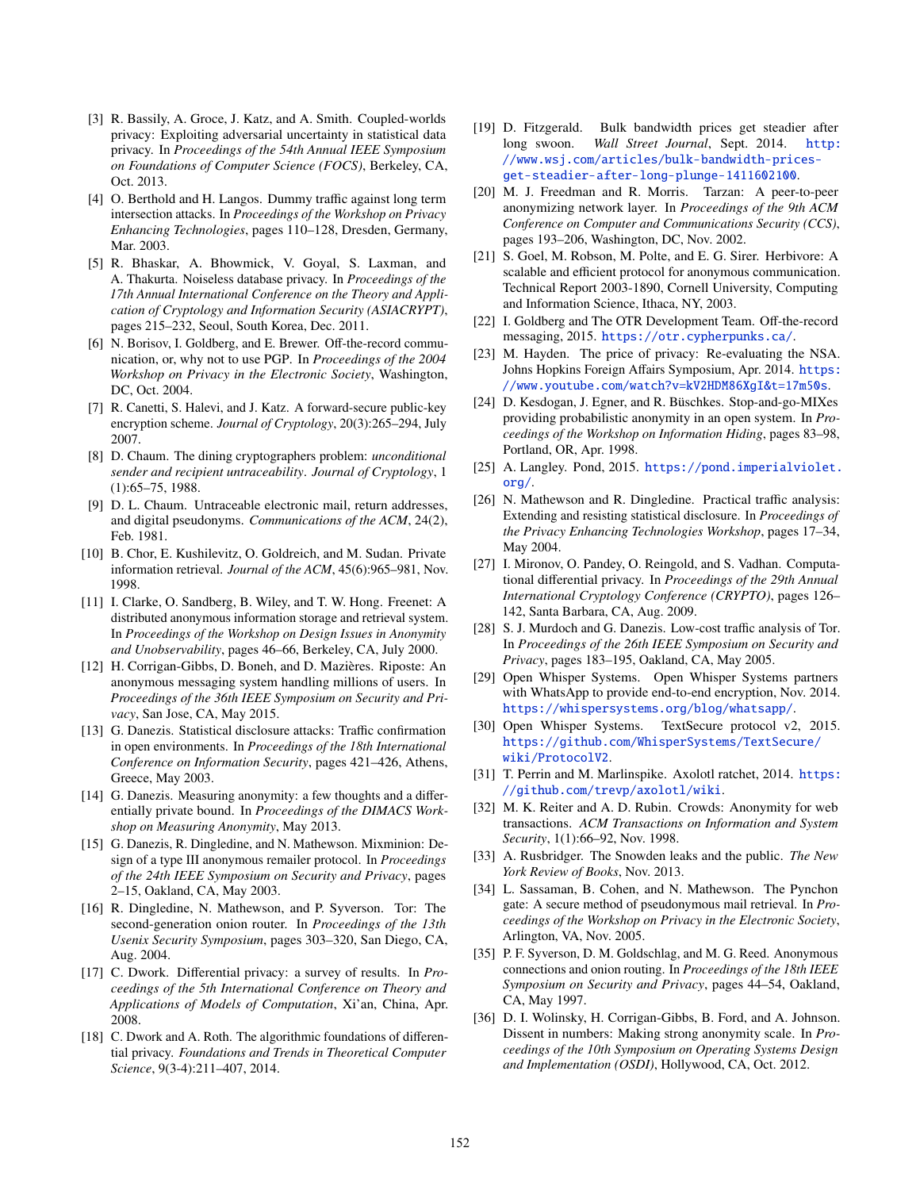[3] R. Bassily, A. Groce, J. Katz, and A. Smith. Coupled-worlds privacy: Exploiting adversarial uncertainty in statistical data privacy. In *Proceedings of the 54th Annual IEEE Symposium on Foundations of Computer Science (FOCS)*, Berkeley, CA, Oct. 2013.

[4] O. Berthold and H. Langos. Dummy traffic against long term intersection attacks. In *Proceedings of the Workshop on Privacy Enhancing Technologies*, pages 110–128, Dresden, Germany, Mar. 2003.

[5] R. Bhaskar, A. Bhowmick, V. Goyal, S. Laxman, and A. Thakurta. Noiseless database privacy. In *Proceedings of the 17th Annual International Conference on the Theory and Application of Cryptology and Information Security (ASIACRYPT)*, pages 215–232, Seoul, South Korea, Dec. 2011.

[6] N. Borisov, I. Goldberg, and E. Brewer. Off-the-record communication, or, why not to use PGP. In *Proceedings of the 2004 Workshop on Privacy in the Electronic Society*, Washington, DC, Oct. 2004.

[7] R. Canetti, S. Halevi, and J. Katz. A forward-secure public-key encryption scheme. *Journal of Cryptology*, 20(3):265–294, July 2007.

[8] D. Chaum. The dining cryptographers problem: *unconditional sender and recipient untraceability*. *Journal of Cryptology*, 1 (1):65–75, 1988.

[9] D. L. Chaum. Untraceable electronic mail, return addresses, and digital pseudonyms. *Communications of the ACM*, 24(2), Feb. 1981.

[10] B. Chor, E. Kushilevitz, O. Goldreich, and M. Sudan. Private information retrieval. *Journal of the ACM*, 45(6):965–981, Nov. 1998.

[11] I. Clarke, O. Sandberg, B. Wiley, and T. W. Hong. Freenet: A distributed anonymous information storage and retrieval system. In *Proceedings of the Workshop on Design Issues in Anonymity and Unobservability*, pages 46–66, Berkeley, CA, July 2000.

[12] H. Corrigan-Gibbs, D. Boneh, and D. Mazières. Riposte: An anonymous messaging system handling millions of users. In *Proceedings of the 36th IEEE Symposium on Security and Privacy*, San Jose, CA, May 2015.

[13] G. Danezis. Statistical disclosure attacks: Traffic confirmation in open environments. In *Proceedings of the 18th International Conference on Information Security*, pages 421–426, Athens, Greece, May 2003.

[14] G. Danezis. Measuring anonymity: a few thoughts and a differentially private bound. In *Proceedings of the DIMACS Workshop on Measuring Anonymity*, May 2013.

[15] G. Danezis, R. Dingledine, and N. Mathewson. Mixminion: Design of a type III anonymous remailer protocol. In *Proceedings of the 24th IEEE Symposium on Security and Privacy*, pages 2–15, Oakland, CA, May 2003.

[16] R. Dingledine, N. Mathewson, and P. Syverson. Tor: The second-generation onion router. In *Proceedings of the 13th Usenix Security Symposium*, pages 303–320, San Diego, CA, Aug. 2004.

[17] C. Dwork. Differential privacy: a survey of results. In *Proceedings of the 5th International Conference on Theory and Applications of Models of Computation*, Xi'an, China, Apr. 2008.

[18] C. Dwork and A. Roth. The algorithmic foundations of differential privacy. *Foundations and Trends in Theoretical Computer Science*, 9(3-4):211–407, 2014.

[19] D. Fitzgerald. Bulk bandwidth prices get steadier after long swoon. *Wall Street Journal*, Sept. 2014. http://www.wsj.com/articles/bulk-bandwidth-prices-get-steadier-after-long-plunge-1411602100.

[20] M. J. Freedman and R. Morris. Tarzan: A peer-to-peer anonymizing network layer. In *Proceedings of the 9th ACM Conference on Computer and Communications Security (CCS)*, pages 193–206, Washington, DC, Nov. 2002.

[21] S. Goel, M. Robson, M. Polte, and E. G. Sirer. Herbivore: A scalable and efficient protocol for anonymous communication. Technical Report 2003-1890, Cornell University, Computing and Information Science, Ithaca, NY, 2003.

[22] I. Goldberg and The OTR Development Team. Off-the-record messaging, 2015. https://otr.cypherpunks.ca/.

[23] M. Hayden. The price of privacy: Re-evaluating the NSA. Johns Hopkins Foreign Affairs Symposium, Apr. 2014. https://www.youtube.com/watch?v=kV2HDM86XgI&t=17m50s.

[24] D. Kesdogan, J. Egner, and R. Büschkes. Stop-and-go-MIXes providing probabilistic anonymity in an open system. In *Proceedings of the Workshop on Information Hiding*, pages 83–98, Portland, OR, Apr. 1998.

[25] A. Langley. Pond, 2015. https://pond.imperialviolet.org/.

[26] N. Mathewson and R. Dingledine. Practical traffic analysis: Extending and resisting statistical disclosure. In *Proceedings of the Privacy Enhancing Technologies Workshop*, pages 17–34, May 2004.

[27] I. Mironov, O. Pandey, O. Reingold, and S. Vadhan. Computational differential privacy. In *Proceedings of the 29th Annual International Cryptology Conference (CRYPTO)*, pages 126–142, Santa Barbara, CA, Aug. 2009.

[28] S. J. Murdoch and G. Danezis. Low-cost traffic analysis of Tor. In *Proceedings of the 26th IEEE Symposium on Security and Privacy*, pages 183–195, Oakland, CA, May 2005.

[29] Open Whisper Systems. Open Whisper Systems partners with WhatsApp to provide end-to-end encryption, Nov. 2014. https://whispersystems.org/blog/whatsapp/.

[30] Open Whisper Systems. TextSecure protocol v2, 2015. https://github.com/WhisperSystems/TextSecure/wiki/ProtocolV2.

[31] T. Perrin and M. Marlinspike. Axolotl ratchet, 2014. https://github.com/trevp/axolotl/wiki.

[32] M. K. Reiter and A. D. Rubin. Crowds: Anonymity for web transactions. *ACM Transactions on Information and System Security*, 1(1):66–92, Nov. 1998.

[33] A. Rusbridger. The Snowden leaks and the public. *The New York Review of Books*, Nov. 2013.

[34] L. Sassaman, B. Cohen, and N. Mathewson. The Pynchon gate: A secure method of pseudonymous mail retrieval. In *Proceedings of the Workshop on Privacy in the Electronic Society*, Arlington, VA, Nov. 2005.

[35] P. F. Syverson, D. M. Goldschlag, and M. G. Reed. Anonymous connections and onion routing. In *Proceedings of the 18th IEEE Symposium on Security and Privacy*, pages 44–54, Oakland, CA, May 1997.

[36] D. I. Wolinsky, H. Corrigan-Gibbs, B. Ford, and A. Johnson. Dissent in numbers: Making strong anonymity scale. In *Proceedings of the 10th Symposium on Operating Systems Design and Implementation (OSDI)*, Hollywood, CA, Oct. 2012.